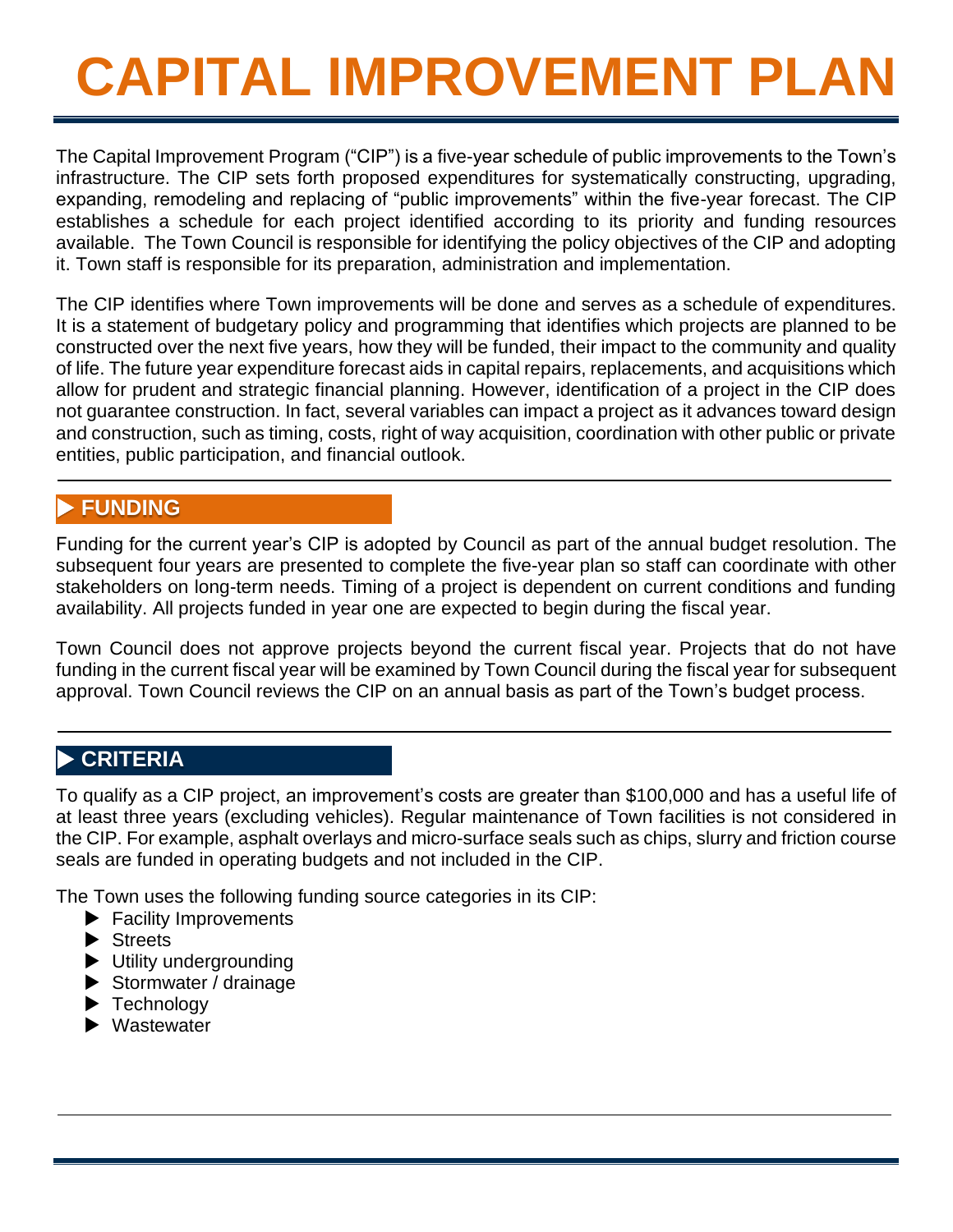# CAPITAL IMPROVEMENT PLAN

The Capital Improvement Program ("CIP") is a five-year schedule of public improvements to the Town's infrastructure. The CIP sets forth proposed expenditures for systematically constructing, upgrading, expanding, remodeling and replacing of "public improvements" within the five-year forecast. The CIP establishes a schedule for each project identified according to its priority and funding resources available. The Town Council is responsible for identifying the policy objectives of the CIP and adopting it. Town staff is responsible for its preparation, administration and implementation.

The CIP identifies where Town improvements will be done and serves as a schedule of expenditures. It is a statement of budgetary policy and programming that identifies which projects are planned to be constructed over the next five years, how they will be funded, their impact to the community and quality of life. The future year expenditure forecast aids in capital repairs, replacements, and acquisitions which allow for prudent and strategic financial planning. However, identification of a project in the CIP does not guarantee construction. In fact, several variables can impact a project as it advances toward design and construction, such as timing, costs, right of way acquisition, coordination with other public or private entities, public participation, and financial outlook.

## ▶ FUNDING

Funding for the current year's CIP is adopted by Council as part of the annual budget resolution. The subsequent four years are presented to complete the five-year plan so staff can coordinate with other stakeholders on long-term needs. Timing of a project is dependent on current conditions and funding availability. All projects funded in year one are expected to begin during the fiscal year.

Town Council does not approve projects beyond the current fiscal year. Projects that do not have funding in the current fiscal year will be examined by Town Council during the fiscal year for subsequent approval. Town Council reviews the CIP on an annual basis as part of the Town's budget process.

## ▶ CRITERIA

To qualify as a CIP project, an improvement's costs are greater than $100,000 and has a useful life of at least three years (excluding vehicles). Regular maintenance of Town facilities is not considered in the CIP. For example, asphalt overlays and micro-surface seals such as chips, slurry and friction course seals are funded in operating budgets and not included in the CIP.

The Town uses the following funding source categories in its CIP:

- Facility Improvements
- Streets
- Utility undergrounding
- Stormwater / drainage
- Technology
- Wastewater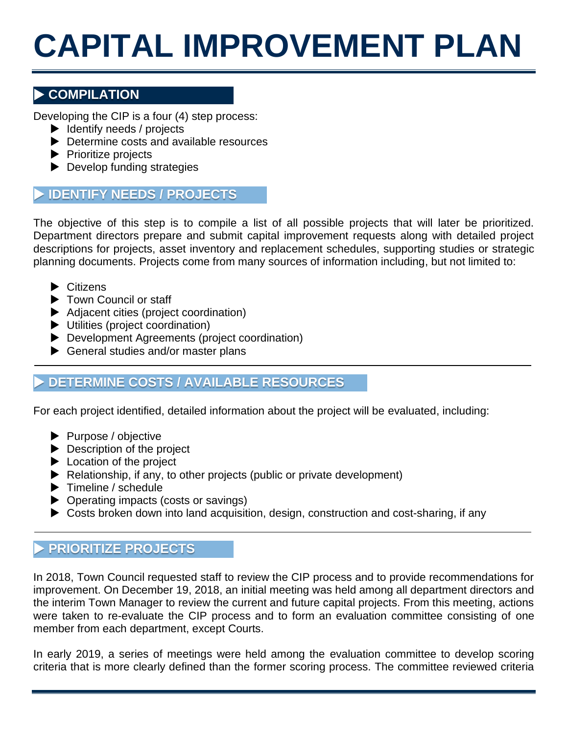# CAPITAL IMPROVEMENT PLAN

## COMPILATION

Developing the CIP is a four (4) step process:

- Identify needs / projects
- Determine costs and available resources
- Prioritize projects
- Develop funding strategies

## IDENTIFY NEEDS / PROJECTS

The objective of this step is to compile a list of all possible projects that will later be prioritized. Department directors prepare and submit capital improvement requests along with detailed project descriptions for projects, asset inventory and replacement schedules, supporting studies or strategic planning documents. Projects come from many sources of information including, but not limited to:

- Citizens
- Town Council or staff
- Adjacent cities (project coordination)
- Utilities (project coordination)
- Development Agreements (project coordination)
- General studies and/or master plans

## DETERMINE COSTS / AVAILABLE RESOURCES

For each project identified, detailed information about the project will be evaluated, including:

- Purpose / objective
- Description of the project
- Location of the project
- Relationship, if any, to other projects (public or private development)
- Timeline / schedule
- Operating impacts (costs or savings)
- Costs broken down into land acquisition, design, construction and cost-sharing, if any

## PRIORITIZE PROJECTS

In 2018, Town Council requested staff to review the CIP process and to provide recommendations for improvement. On December 19, 2018, an initial meeting was held among all department directors and the interim Town Manager to review the current and future capital projects. From this meeting, actions were taken to re-evaluate the CIP process and to form an evaluation committee consisting of one member from each department, except Courts.

In early 2019, a series of meetings were held among the evaluation committee to develop scoring criteria that is more clearly defined than the former scoring process. The committee reviewed criteria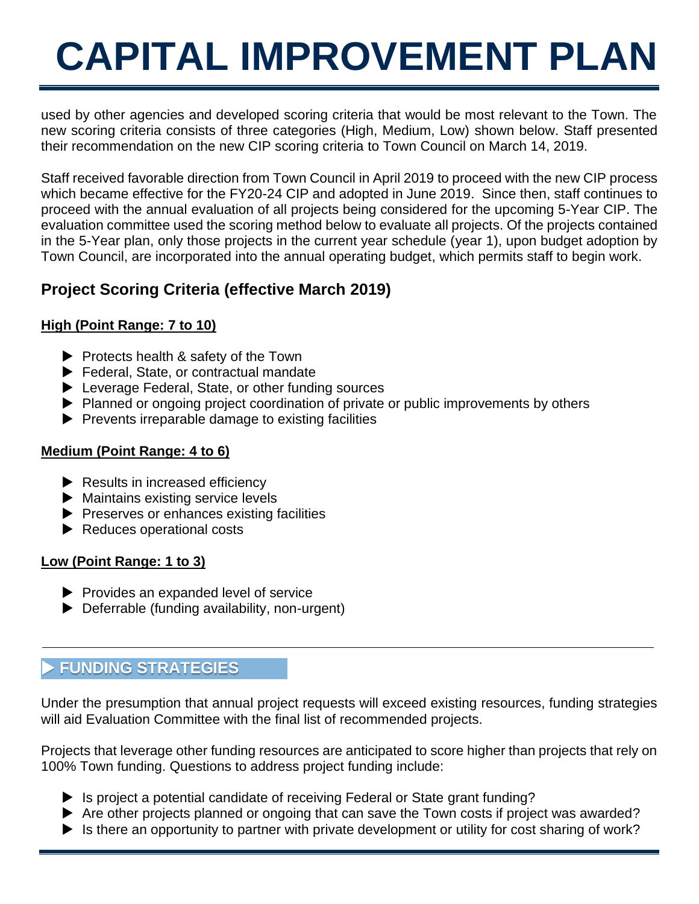# CAPITAL IMPROVEMENT PLAN

used by other agencies and developed scoring criteria that would be most relevant to the Town. The new scoring criteria consists of three categories (High, Medium, Low) shown below. Staff presented their recommendation on the new CIP scoring criteria to Town Council on March 14, 2019.

Staff received favorable direction from Town Council in April 2019 to proceed with the new CIP process which became effective for the FY20-24 CIP and adopted in June 2019. Since then, staff continues to proceed with the annual evaluation of all projects being considered for the upcoming 5-Year CIP. The evaluation committee used the scoring method below to evaluate all projects. Of the projects contained in the 5-Year plan, only those projects in the current year schedule (year 1), upon budget adoption by Town Council, are incorporated into the annual operating budget, which permits staff to begin work.

## Project Scoring Criteria (effective March 2019)

**High (Point Range: 7 to 10)**

- Protects health & safety of the Town
- Federal, State, or contractual mandate
- Leverage Federal, State, or other funding sources
- Planned or ongoing project coordination of private or public improvements by others
- Prevents irreparable damage to existing facilities

**Medium (Point Range: 4 to 6)**

- Results in increased efficiency
- Maintains existing service levels
- Preserves or enhances existing facilities
- Reduces operational costs

**Low (Point Range: 1 to 3)**

- Provides an expanded level of service
- Deferrable (funding availability, non-urgent)

## FUNDING STRATEGIES

Under the presumption that annual project requests will exceed existing resources, funding strategies will aid Evaluation Committee with the final list of recommended projects.

Projects that leverage other funding resources are anticipated to score higher than projects that rely on 100% Town funding. Questions to address project funding include:

- Is project a potential candidate of receiving Federal or State grant funding?
- Are other projects planned or ongoing that can save the Town costs if project was awarded?
- Is there an opportunity to partner with private development or utility for cost sharing of work?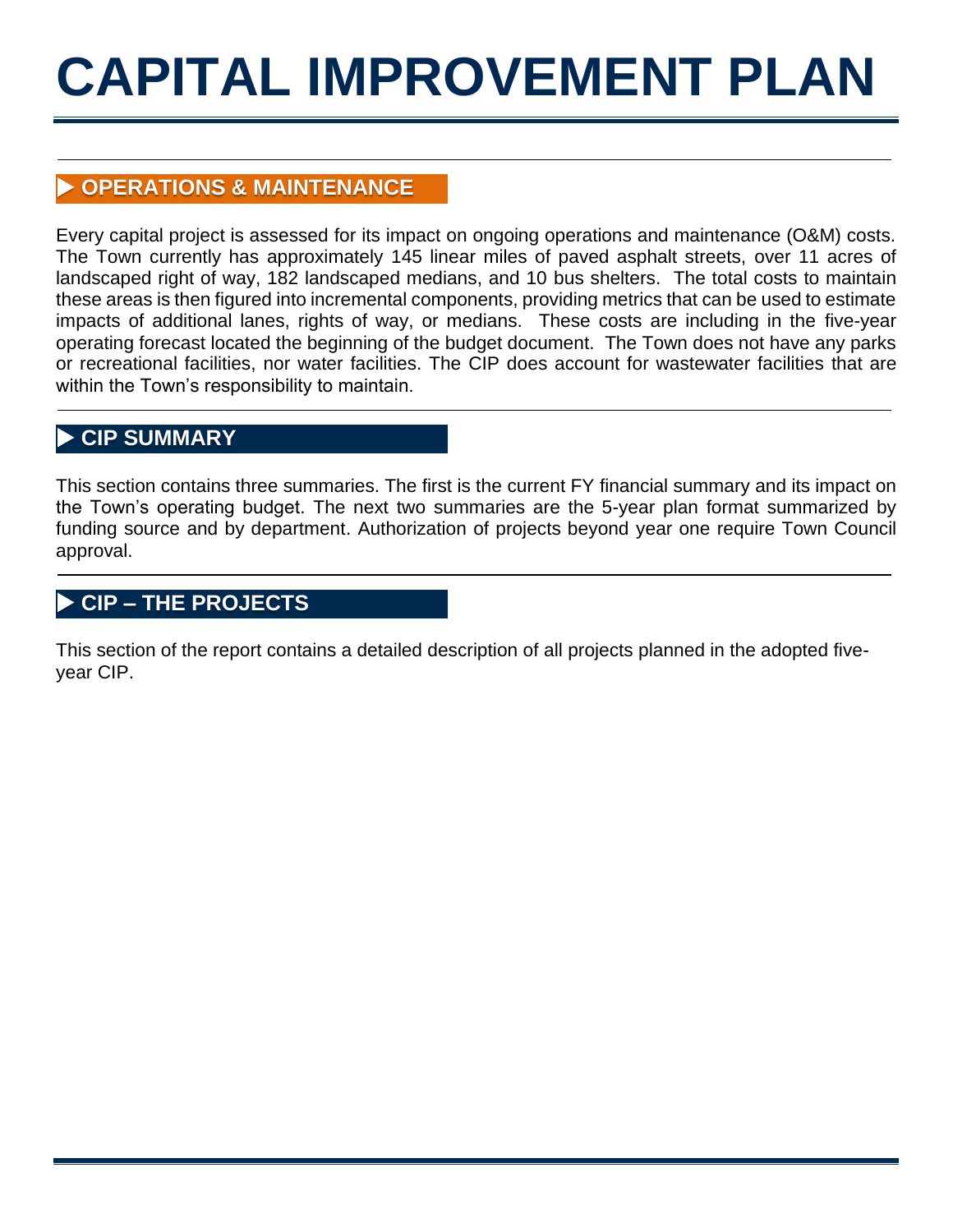# CAPITAL IMPROVEMENT PLAN

## ▶ OPERATIONS & MAINTENANCE

Every capital project is assessed for its impact on ongoing operations and maintenance (O&M) costs. The Town currently has approximately 145 linear miles of paved asphalt streets, over 11 acres of landscaped right of way, 182 landscaped medians, and 10 bus shelters. The total costs to maintain these areas is then figured into incremental components, providing metrics that can be used to estimate impacts of additional lanes, rights of way, or medians. These costs are including in the five-year operating forecast located the beginning of the budget document. The Town does not have any parks or recreational facilities, nor water facilities. The CIP does account for wastewater facilities that are within the Town's responsibility to maintain.

## ▶ CIP SUMMARY

This section contains three summaries. The first is the current FY financial summary and its impact on the Town's operating budget. The next two summaries are the 5-year plan format summarized by funding source and by department. Authorization of projects beyond year one require Town Council approval.

## ▶ CIP – THE PROJECTS

This section of the report contains a detailed description of all projects planned in the adopted five-year CIP.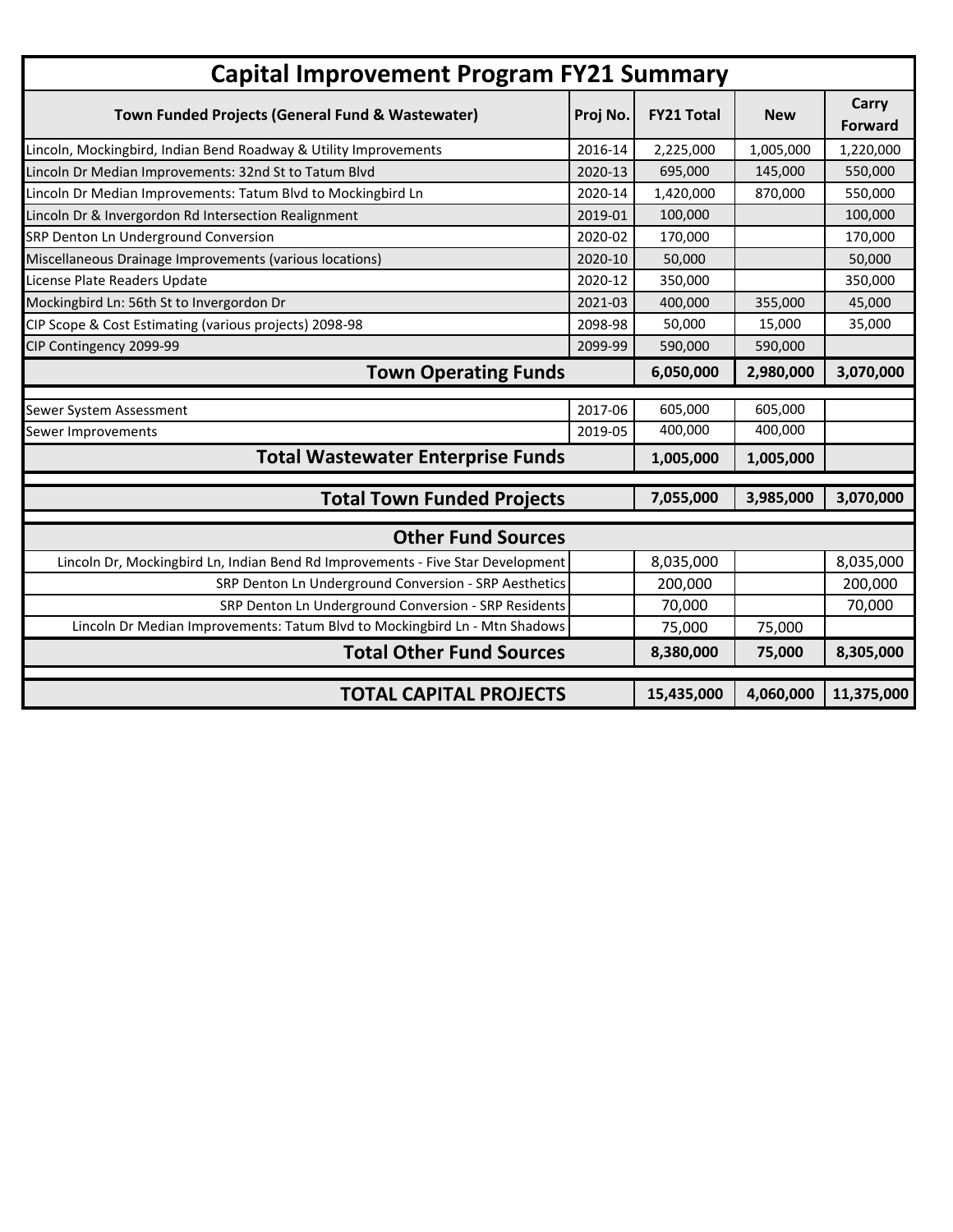# Capital Improvement Program FY21 Summary

| Town Funded Projects (General Fund & Wastewater) | Proj No. | FY21 Total | New | Carry Forward |
|---|---|---|---|---|
| Lincoln, Mockingbird, Indian Bend Roadway & Utility Improvements | 2016-14 | 2,225,000 | 1,005,000 | 1,220,000 |
| Lincoln Dr Median Improvements: 32nd St to Tatum Blvd | 2020-13 | 695,000 | 145,000 | 550,000 |
| Lincoln Dr Median Improvements: Tatum Blvd to Mockingbird Ln | 2020-14 | 1,420,000 | 870,000 | 550,000 |
| Lincoln Dr & Invergordon Rd Intersection Realignment | 2019-01 | 100,000 | | 100,000 |
| SRP Denton Ln Underground Conversion | 2020-02 | 170,000 | | 170,000 |
| Miscellaneous Drainage Improvements (various locations) | 2020-10 | 50,000 | | 50,000 |
| License Plate Readers Update | 2020-12 | 350,000 | | 350,000 |
| Mockingbird Ln: 56th St to Invergordon Dr | 2021-03 | 400,000 | 355,000 | 45,000 |
| CIP Scope & Cost Estimating (various projects) 2098-98 | 2098-98 | 50,000 | 15,000 | 35,000 |
| CIP Contingency 2099-99 | 2099-99 | 590,000 | 590,000 | |
| **Town Operating Funds** | | **6,050,000** | **2,980,000** | **3,070,000** |
| Sewer System Assessment | 2017-06 | 605,000 | 605,000 | |
| Sewer Improvements | 2019-05 | 400,000 | 400,000 | |
| **Total Wastewater Enterprise Funds** | | **1,005,000** | **1,005,000** | |
| **Total Town Funded Projects** | | **7,055,000** | **3,985,000** | **3,070,000** |
| **Other Fund Sources** | | | | |
| Lincoln Dr, Mockingbird Ln, Indian Bend Rd Improvements - Five Star Development | | 8,035,000 | | 8,035,000 |
| SRP Denton Ln Underground Conversion - SRP Aesthetics | | 200,000 | | 200,000 |
| SRP Denton Ln Underground Conversion - SRP Residents | | 70,000 | | 70,000 |
| Lincoln Dr Median Improvements: Tatum Blvd to Mockingbird Ln - Mtn Shadows | | 75,000 | 75,000 | |
| **Total Other Fund Sources** | | **8,380,000** | **75,000** | **8,305,000** |
| **TOTAL CAPITAL PROJECTS** | | **15,435,000** | **4,060,000** | **11,375,000** |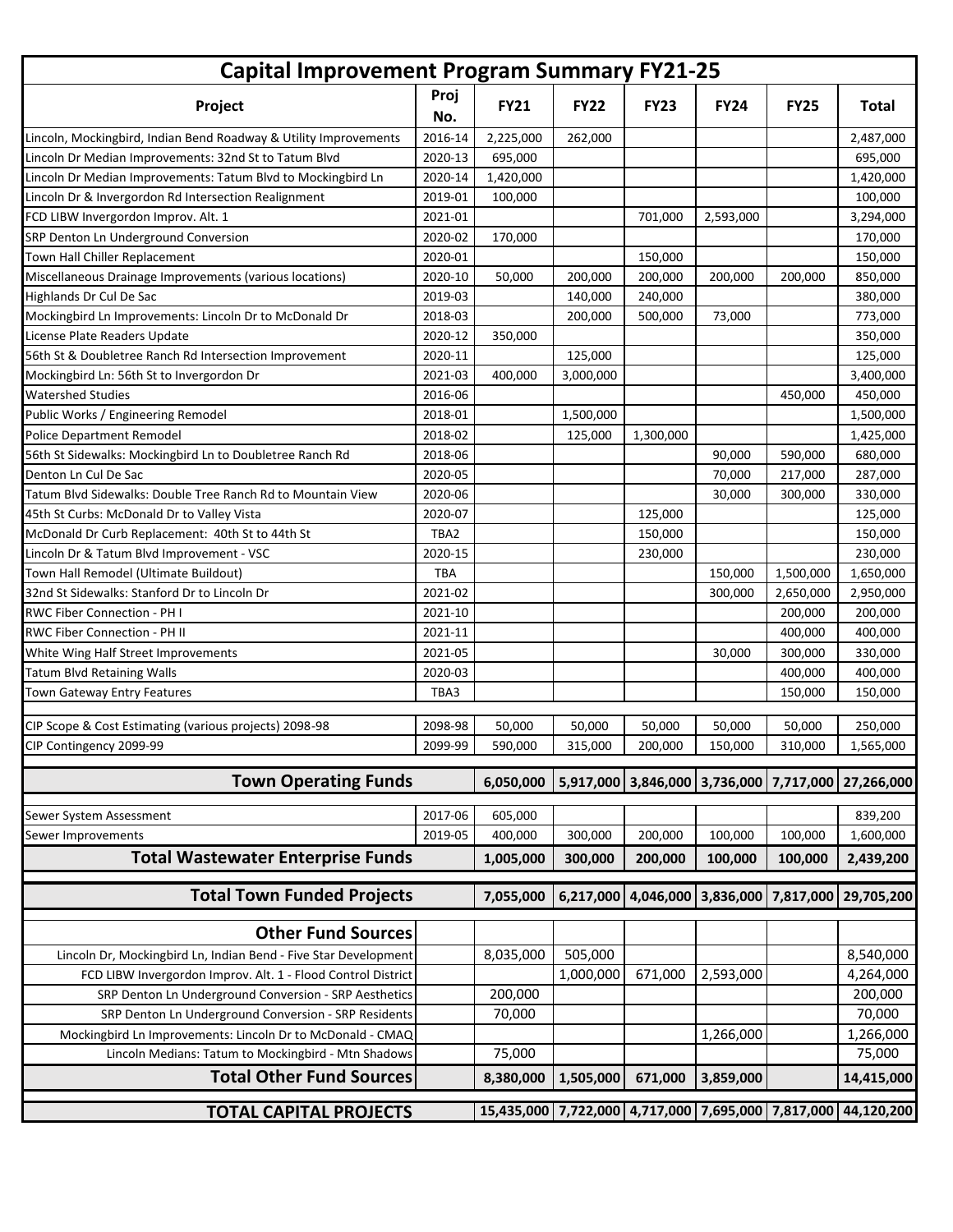# Capital Improvement Program Summary FY21-25

| Project | Proj No. | FY21 | FY22 | FY23 | FY24 | FY25 | Total |
|---|---|---|---|---|---|---|---|
| Lincoln, Mockingbird, Indian Bend Roadway & Utility Improvements | 2016-14 | 2,225,000 | 262,000 | | | | 2,487,000 |
| Lincoln Dr Median Improvements: 32nd St to Tatum Blvd | 2020-13 | 695,000 | | | | | 695,000 |
| Lincoln Dr Median Improvements: Tatum Blvd to Mockingbird Ln | 2020-14 | 1,420,000 | | | | | 1,420,000 |
| Lincoln Dr & Invergordon Rd Intersection Realignment | 2019-01 | 100,000 | | | | | 100,000 |
| FCD LIBW Invergordon Improv. Alt. 1 | 2021-01 | | | 701,000 | 2,593,000 | | 3,294,000 |
| SRP Denton Ln Underground Conversion | 2020-02 | 170,000 | | | | | 170,000 |
| Town Hall Chiller Replacement | 2020-01 | | | 150,000 | | | 150,000 |
| Miscellaneous Drainage Improvements (various locations) | 2020-10 | 50,000 | 200,000 | 200,000 | 200,000 | 200,000 | 850,000 |
| Highlands Dr Cul De Sac | 2019-03 | | 140,000 | 240,000 | | | 380,000 |
| Mockingbird Ln Improvements: Lincoln Dr to McDonald Dr | 2018-03 | | 200,000 | 500,000 | 73,000 | | 773,000 |
| License Plate Readers Update | 2020-12 | 350,000 | | | | | 350,000 |
| 56th St & Doubletree Ranch Rd Intersection Improvement | 2020-11 | | 125,000 | | | | 125,000 |
| Mockingbird Ln: 56th St to Invergordon Dr | 2021-03 | 400,000 | 3,000,000 | | | | 3,400,000 |
| Watershed Studies | 2016-06 | | | | | 450,000 | 450,000 |
| Public Works / Engineering Remodel | 2018-01 | | 1,500,000 | | | | 1,500,000 |
| Police Department Remodel | 2018-02 | | 125,000 | 1,300,000 | | | 1,425,000 |
| 56th St Sidewalks: Mockingbird Ln to Doubletree Ranch Rd | 2018-06 | | | | 90,000 | 590,000 | 680,000 |
| Denton Ln Cul De Sac | 2020-05 | | | | 70,000 | 217,000 | 287,000 |
| Tatum Blvd Sidewalks: Double Tree Ranch Rd to Mountain View | 2020-06 | | | | 30,000 | 300,000 | 330,000 |
| 45th St Curbs: McDonald Dr to Valley Vista | 2020-07 | | | 125,000 | | | 125,000 |
| McDonald Dr Curb Replacement: 40th St to 44th St | TBA2 | | | 150,000 | | | 150,000 |
| Lincoln Dr & Tatum Blvd Improvement - VSC | 2020-15 | | | 230,000 | | | 230,000 |
| Town Hall Remodel (Ultimate Buildout) | TBA | | | | 150,000 | 1,500,000 | 1,650,000 |
| 32nd St Sidewalks: Stanford Dr to Lincoln Dr | 2021-02 | | | | 300,000 | 2,650,000 | 2,950,000 |
| RWC Fiber Connection - PH I | 2021-10 | | | | | 200,000 | 200,000 |
| RWC Fiber Connection - PH II | 2021-11 | | | | | 400,000 | 400,000 |
| White Wing Half Street Improvements | 2021-05 | | | | 30,000 | 300,000 | 330,000 |
| Tatum Blvd Retaining Walls | 2020-03 | | | | | 400,000 | 400,000 |
| Town Gateway Entry Features | TBA3 | | | | | 150,000 | 150,000 |
| CIP Scope & Cost Estimating (various projects) 2098-98 | 2098-98 | 50,000 | 50,000 | 50,000 | 50,000 | 50,000 | 250,000 |
| CIP Contingency 2099-99 | 2099-99 | 590,000 | 315,000 | 200,000 | 150,000 | 310,000 | 1,565,000 |
| **Town Operating Funds** | | **6,050,000** | **5,917,000** | **3,846,000** | **3,736,000** | **7,717,000** | **27,266,000** |
| Sewer System Assessment | 2017-06 | 605,000 | | | | | 839,200 |
| Sewer Improvements | 2019-05 | 400,000 | 300,000 | 200,000 | 100,000 | 100,000 | 1,600,000 |
| **Total Wastewater Enterprise Funds** | | **1,005,000** | **300,000** | **200,000** | **100,000** | **100,000** | **2,439,200** |
| **Total Town Funded Projects** | | **7,055,000** | **6,217,000** | **4,046,000** | **3,836,000** | **7,817,000** | **29,705,200** |
| **Other Fund Sources** | | | | | | | |
| Lincoln Dr, Mockingbird Ln, Indian Bend - Five Star Development | | 8,035,000 | 505,000 | | | | 8,540,000 |
| FCD LIBW Invergordon Improv. Alt. 1 - Flood Control District | | | 1,000,000 | 671,000 | 2,593,000 | | 4,264,000 |
| SRP Denton Ln Underground Conversion - SRP Aesthetics | | 200,000 | | | | | 200,000 |
| SRP Denton Ln Underground Conversion - SRP Residents | | 70,000 | | | | | 70,000 |
| Mockingbird Ln Improvements: Lincoln Dr to McDonald - CMAQ | | | | | 1,266,000 | | 1,266,000 |
| Lincoln Medians: Tatum to Mockingbird - Mtn Shadows | | 75,000 | | | | | 75,000 |
| **Total Other Fund Sources** | | **8,380,000** | **1,505,000** | **671,000** | **3,859,000** | | **14,415,000** |
| **TOTAL CAPITAL PROJECTS** | | **15,435,000** | **7,722,000** | **4,717,000** | **7,695,000** | **7,817,000** | **44,120,200** |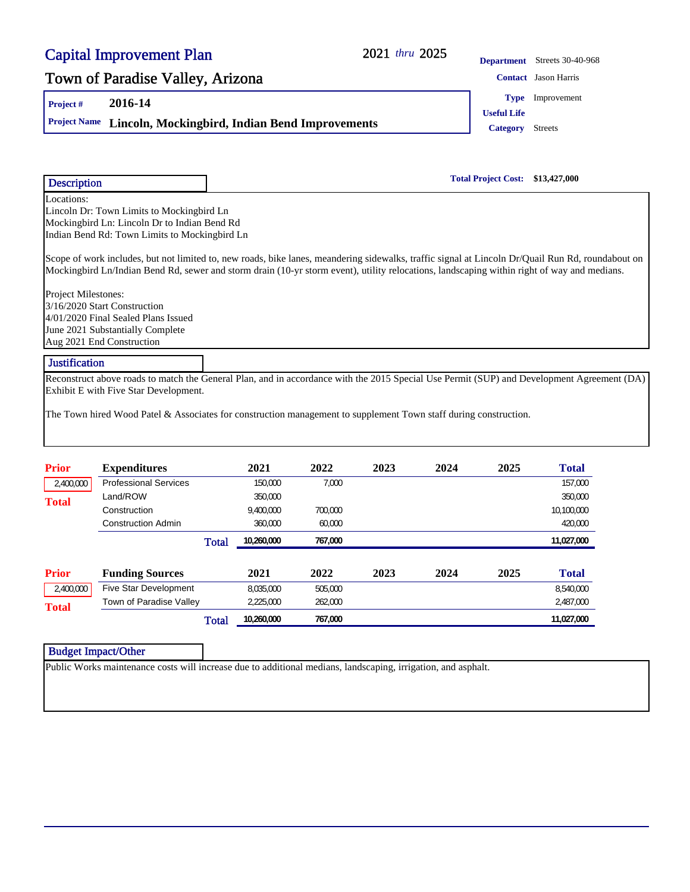# Capital Improvement Plan

2021 *thru* 2025

## Town of Paradise Valley, Arizona

**Project #** 2016-14

**Project Name** Lincoln, Mockingbird, Indian Bend Improvements

**Department** Streets 30-40-968

**Contact** Jason Harris

**Type** Improvement

**Useful Life**

**Category** Streets

**Total Project Cost:** $13,427,000

### Description

Locations:
Lincoln Dr: Town Limits to Mockingbird Ln
Mockingbird Ln: Lincoln Dr to Indian Bend Rd
Indian Bend Rd: Town Limits to Mockingbird Ln

Scope of work includes, but not limited to, new roads, bike lanes, meandering sidewalks, traffic signal at Lincoln Dr/Quail Run Rd, roundabout on Mockingbird Ln/Indian Bend Rd, sewer and storm drain (10-yr storm event), utility relocations, landscaping within right of way and medians.

Project Milestones:
3/16/2020 Start Construction
4/01/2020 Final Sealed Plans Issued
June 2021 Substantially Complete
Aug 2021 End Construction

### Justification

Reconstruct above roads to match the General Plan, and in accordance with the 2015 Special Use Permit (SUP) and Development Agreement (DA) Exhibit E with Five Star Development.

The Town hired Wood Patel & Associates for construction management to supplement Town staff during construction.

| Prior | Expenditures | 2021 | 2022 | 2023 | 2024 | 2025 | Total |
|---|---|---|---|---|---|---|---|
| 2,400,000 | Professional Services | 150,000 | 7,000 | | | | 157,000 |
| Total | Land/ROW | 350,000 | | | | | 350,000 |
| | Construction | 9,400,000 | 700,000 | | | | 10,100,000 |
| | Construction Admin | 360,000 | 60,000 | | | | 420,000 |
| | **Total** | **10,260,000** | **767,000** | | | | **11,027,000** |

| Prior | Funding Sources | 2021 | 2022 | 2023 | 2024 | 2025 | Total |
|---|---|---|---|---|---|---|---|
| 2,400,000 | Five Star Development | 8,035,000 | 505,000 | | | | 8,540,000 |
| Total | Town of Paradise Valley | 2,225,000 | 262,000 | | | | 2,487,000 |
| | **Total** | **10,260,000** | **767,000** | | | | **11,027,000** |

### Budget Impact/Other

Public Works maintenance costs will increase due to additional medians, landscaping, irrigation, and asphalt.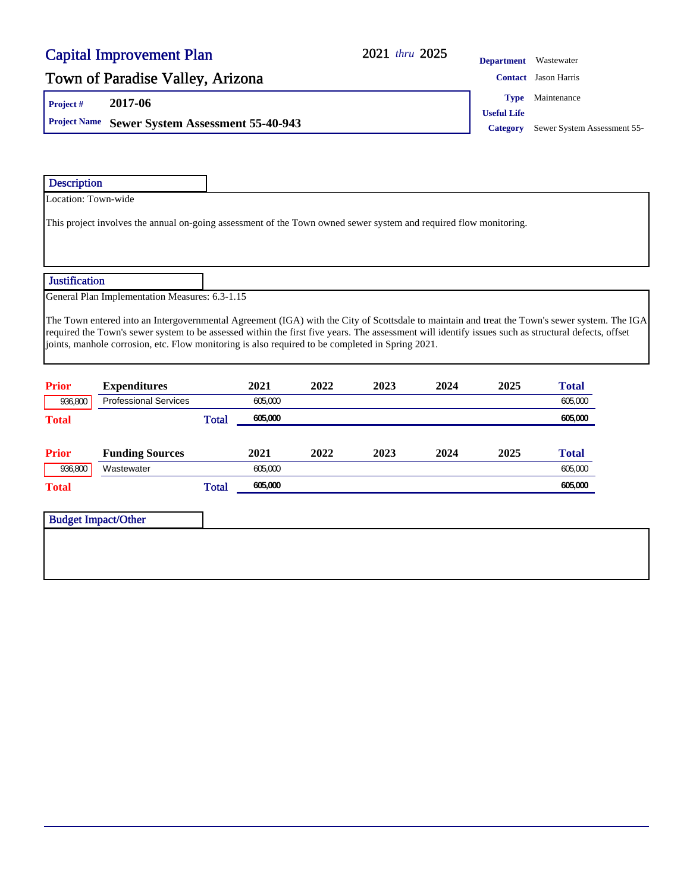# Capital Improvement Plan

2021 *thru* 2025

## Town of Paradise Valley, Arizona

**Project #** 2017-06

**Project Name** Sewer System Assessment 55-40-943

**Department** Wastewater
**Contact** Jason Harris
**Type** Maintenance
**Useful Life**
**Category** Sewer System Assessment 55-

### Description

Location: Town-wide

This project involves the annual on-going assessment of the Town owned sewer system and required flow monitoring.

### Justification

General Plan Implementation Measures: 6.3-1.15

The Town entered into an Intergovernmental Agreement (IGA) with the City of Scottsdale to maintain and treat the Town's sewer system. The IGA required the Town's sewer system to be assessed within the first five years. The assessment will identify issues such as structural defects, offset joints, manhole corrosion, etc. Flow monitoring is also required to be completed in Spring 2021.

| Prior | Expenditures | 2021 | 2022 | 2023 | 2024 | 2025 | Total |
|---|---|---|---|---|---|---|---|
| 936,800 | Professional Services | 605,000 | | | | | 605,000 |
| **Total** | **Total** | **605,000** | | | | | **605,000** |

| Prior | Funding Sources | 2021 | 2022 | 2023 | 2024 | 2025 | Total |
|---|---|---|---|---|---|---|---|
| 936,800 | Wastewater | 605,000 | | | | | 605,000 |
| **Total** | **Total** | **605,000** | | | | | **605,000** |

### Budget Impact/Other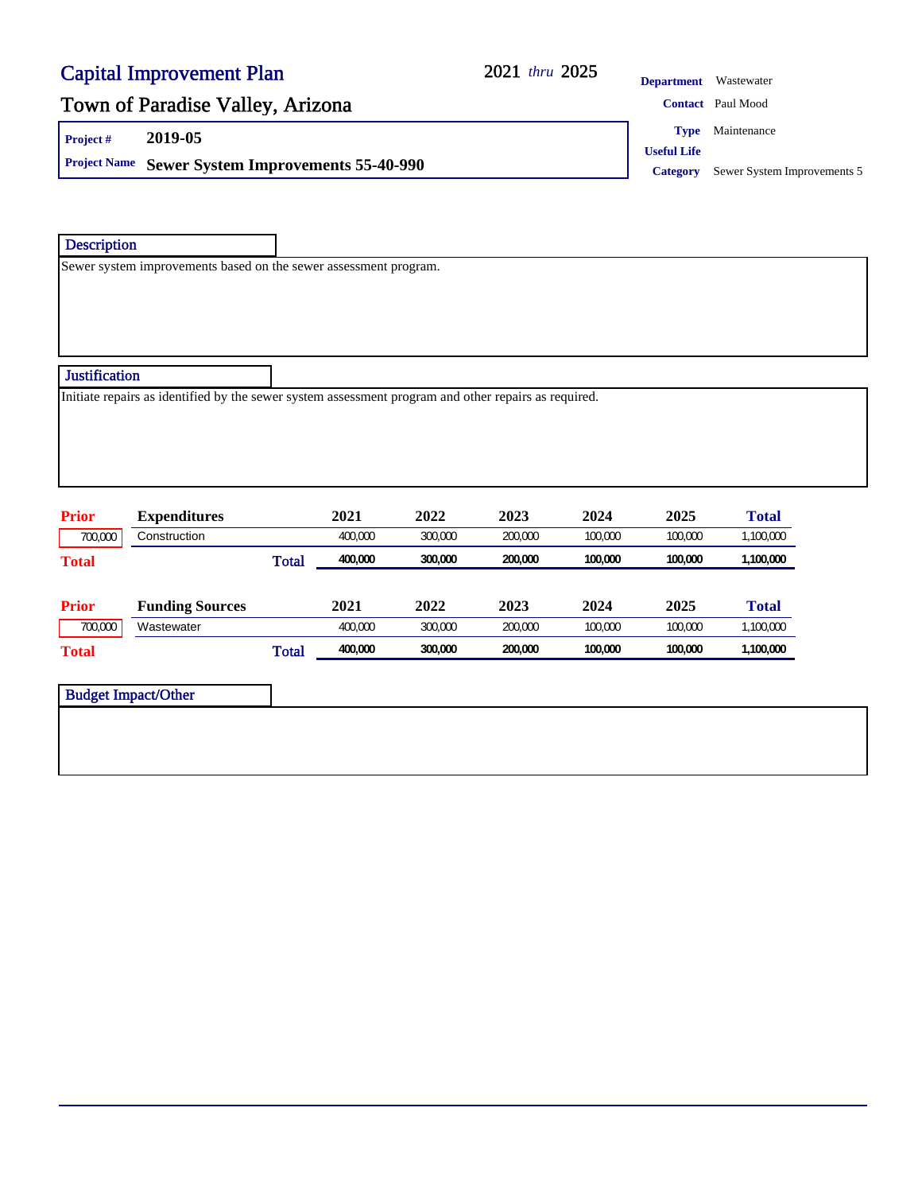# Capital Improvement Plan

**2021** *thru* **2025**

## Town of Paradise Valley, Arizona

**Project #** 2019-05

**Project Name** **Sewer System Improvements 55-40-990**

**Department** Wastewater

**Contact** Paul Mood

**Type** Maintenance

**Useful Life**

**Category** Sewer System Improvements 5

### Description

Sewer system improvements based on the sewer assessment program.

### Justification

Initiate repairs as identified by the sewer system assessment program and other repairs as required.

| Prior | Expenditures | 2021 | 2022 | 2023 | 2024 | 2025 | Total |
|---|---|---|---|---|---|---|---|
| 700,000 | Construction | 400,000 | 300,000 | 200,000 | 100,000 | 100,000 | 1,100,000 |
| **Total** | **Total** | **400,000** | **300,000** | **200,000** | **100,000** | **100,000** | **1,100,000** |

| Prior | Funding Sources | 2021 | 2022 | 2023 | 2024 | 2025 | Total |
|---|---|---|---|---|---|---|---|
| 700,000 | Wastewater | 400,000 | 300,000 | 200,000 | 100,000 | 100,000 | 1,100,000 |
| **Total** | **Total** | **400,000** | **300,000** | **200,000** | **100,000** | **100,000** | **1,100,000** |

### Budget Impact/Other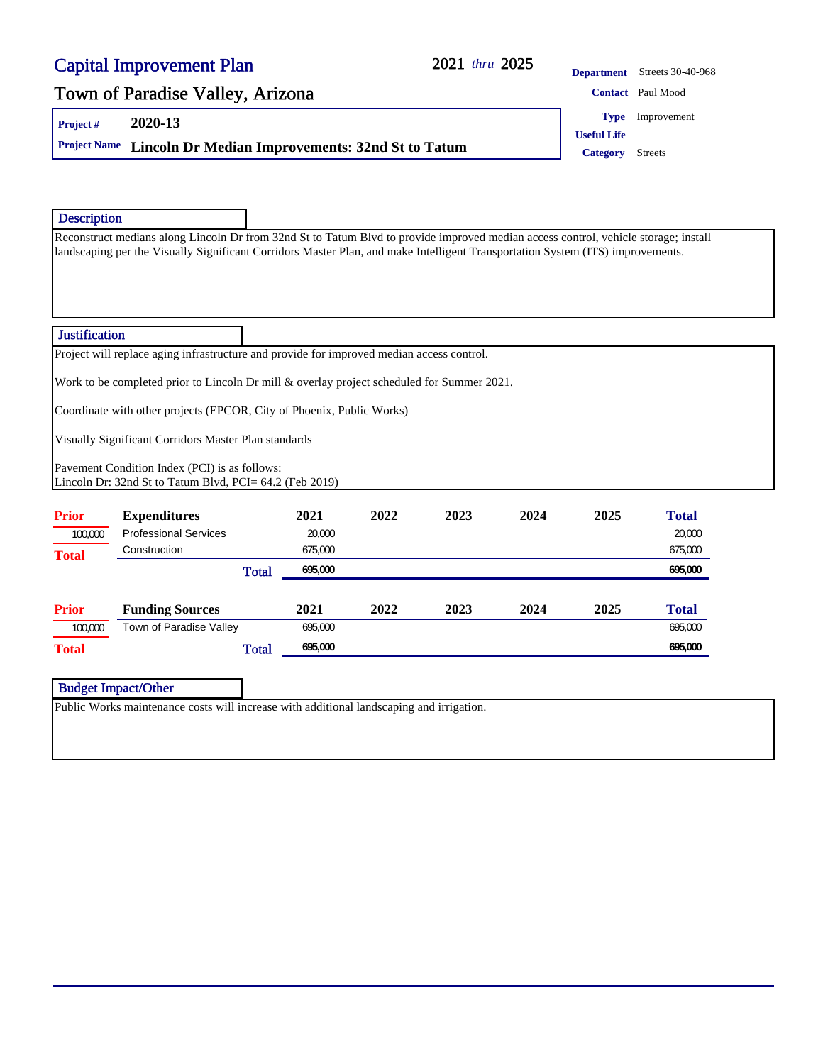# Capital Improvement Plan

## Town of Paradise Valley, Arizona

2021 *thru* 2025

**Project #** 2020-13

**Project Name** Lincoln Dr Median Improvements: 32nd St to Tatum

**Department** Streets 30-40-968

**Contact** Paul Mood

**Type** Improvement

**Useful Life**

**Category** Streets

### Description

Reconstruct medians along Lincoln Dr from 32nd St to Tatum Blvd to provide improved median access control, vehicle storage; install landscaping per the Visually Significant Corridors Master Plan, and make Intelligent Transportation System (ITS) improvements.

### Justification

Project will replace aging infrastructure and provide for improved median access control.

Work to be completed prior to Lincoln Dr mill & overlay project scheduled for Summer 2021.

Coordinate with other projects (EPCOR, City of Phoenix, Public Works)

Visually Significant Corridors Master Plan standards

Pavement Condition Index (PCI) is as follows:
Lincoln Dr: 32nd St to Tatum Blvd, PCI= 64.2 (Feb 2019)

| Prior | Expenditures | 2021 | 2022 | 2023 | 2024 | 2025 | Total |
|---|---|---|---|---|---|---|---|
| 100,000 | Professional Services | 20,000 | | | | | 20,000 |
| Total | Construction | 675,000 | | | | | 675,000 |
| | Total | 695,000 | | | | | 695,000 |

| Prior | Funding Sources | 2021 | 2022 | 2023 | 2024 | 2025 | Total |
|---|---|---|---|---|---|---|---|
| 100,000 | Town of Paradise Valley | 695,000 | | | | | 695,000 |
| Total | Total | 695,000 | | | | | 695,000 |

### Budget Impact/Other

Public Works maintenance costs will increase with additional landscaping and irrigation.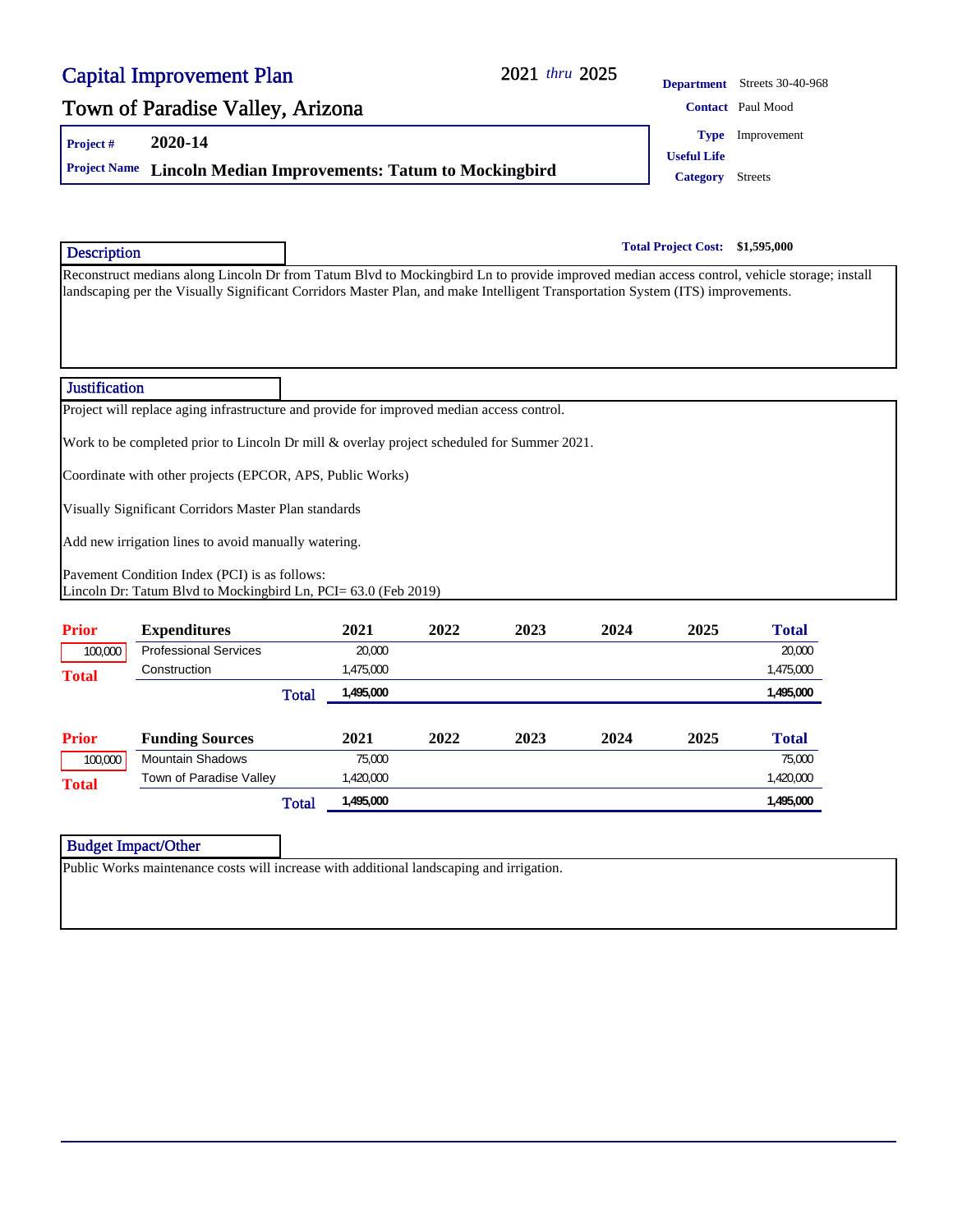# Capital Improvement Plan

## Town of Paradise Valley, Arizona

2021 *thru* 2025

**Department** Streets 30-40-968

**Contact** Paul Mood

**Type** Improvement

**Useful Life**

**Category** Streets

**Project #** 2020-14

**Project Name** **Lincoln Median Improvements: Tatum to Mockingbird**

**Total Project Cost:** **$1,595,000**

### Description

Reconstruct medians along Lincoln Dr from Tatum Blvd to Mockingbird Ln to provide improved median access control, vehicle storage; install landscaping per the Visually Significant Corridors Master Plan, and make Intelligent Transportation System (ITS) improvements.

### Justification

Project will replace aging infrastructure and provide for improved median access control.

Work to be completed prior to Lincoln Dr mill & overlay project scheduled for Summer 2021.

Coordinate with other projects (EPCOR, APS, Public Works)

Visually Significant Corridors Master Plan standards

Add new irrigation lines to avoid manually watering.

Pavement Condition Index (PCI) is as follows:
Lincoln Dr: Tatum Blvd to Mockingbird Ln, PCI= 63.0 (Feb 2019)

| Prior | Expenditures | 2021 | 2022 | 2023 | 2024 | 2025 | Total |
|---|---|---|---|---|---|---|---|
| 100,000 | Professional Services | 20,000 | | | | | 20,000 |
| Total | Construction | 1,475,000 | | | | | 1,475,000 |
| | **Total** | **1,495,000** | | | | | **1,495,000** |

| Prior | Funding Sources | 2021 | 2022 | 2023 | 2024 | 2025 | Total |
|---|---|---|---|---|---|---|---|
| 100,000 | Mountain Shadows | 75,000 | | | | | 75,000 |
| Total | Town of Paradise Valley | 1,420,000 | | | | | 1,420,000 |
| | **Total** | **1,495,000** | | | | | **1,495,000** |

### Budget Impact/Other

Public Works maintenance costs will increase with additional landscaping and irrigation.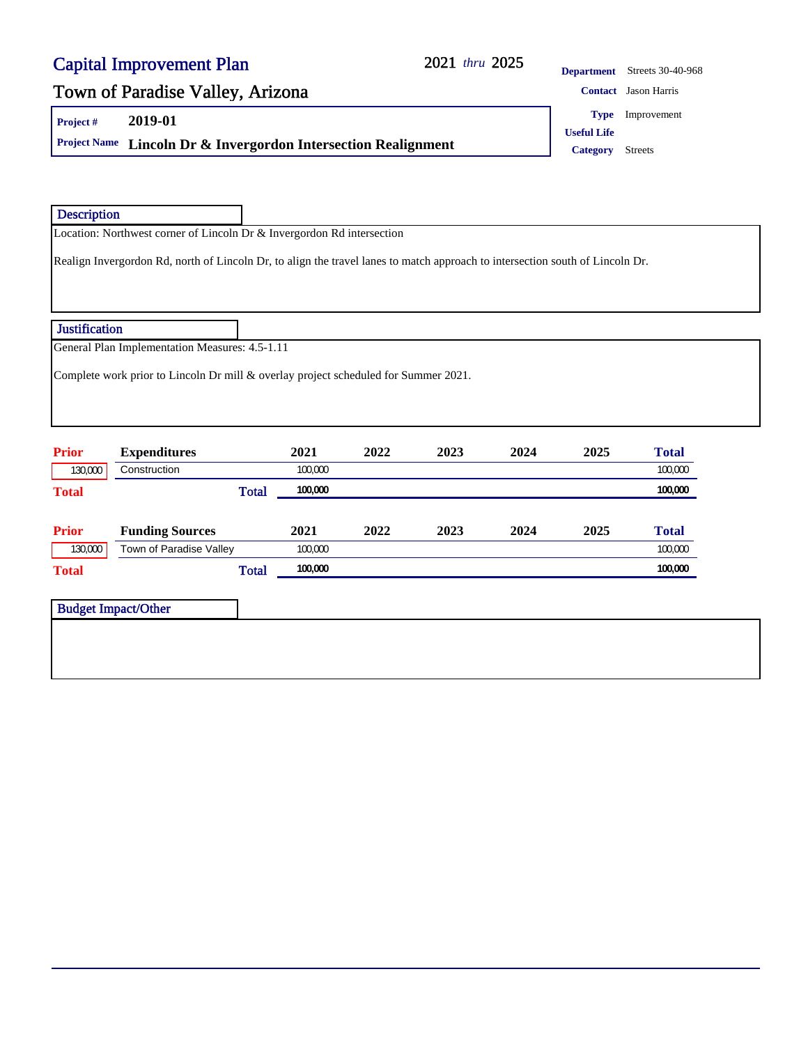# Capital Improvement Plan

## Town of Paradise Valley, Arizona

2021 *thru* 2025

**Department** Streets 30-40-968

**Contact** Jason Harris

**Type** Improvement

**Useful Life**

**Category** Streets

**Project #** 2019-01

**Project Name** Lincoln Dr & Invergordon Intersection Realignment

### Description

Location: Northwest corner of Lincoln Dr & Invergordon Rd intersection

Realign Invergordon Rd, north of Lincoln Dr, to align the travel lanes to match approach to intersection south of Lincoln Dr.

### Justification

General Plan Implementation Measures: 4.5-1.11

Complete work prior to Lincoln Dr mill & overlay project scheduled for Summer 2021.

| Prior | Expenditures | 2021 | 2022 | 2023 | 2024 | 2025 | Total |
|---|---|---|---|---|---|---|---|
| 130,000 | Construction | 100,000 | | | | | 100,000 |
| Total | Total | 100,000 | | | | | 100,000 |

| Prior | Funding Sources | 2021 | 2022 | 2023 | 2024 | 2025 | Total |
|---|---|---|---|---|---|---|---|
| 130,000 | Town of Paradise Valley | 100,000 | | | | | 100,000 |
| Total | Total | 100,000 | | | | | 100,000 |

### Budget Impact/Other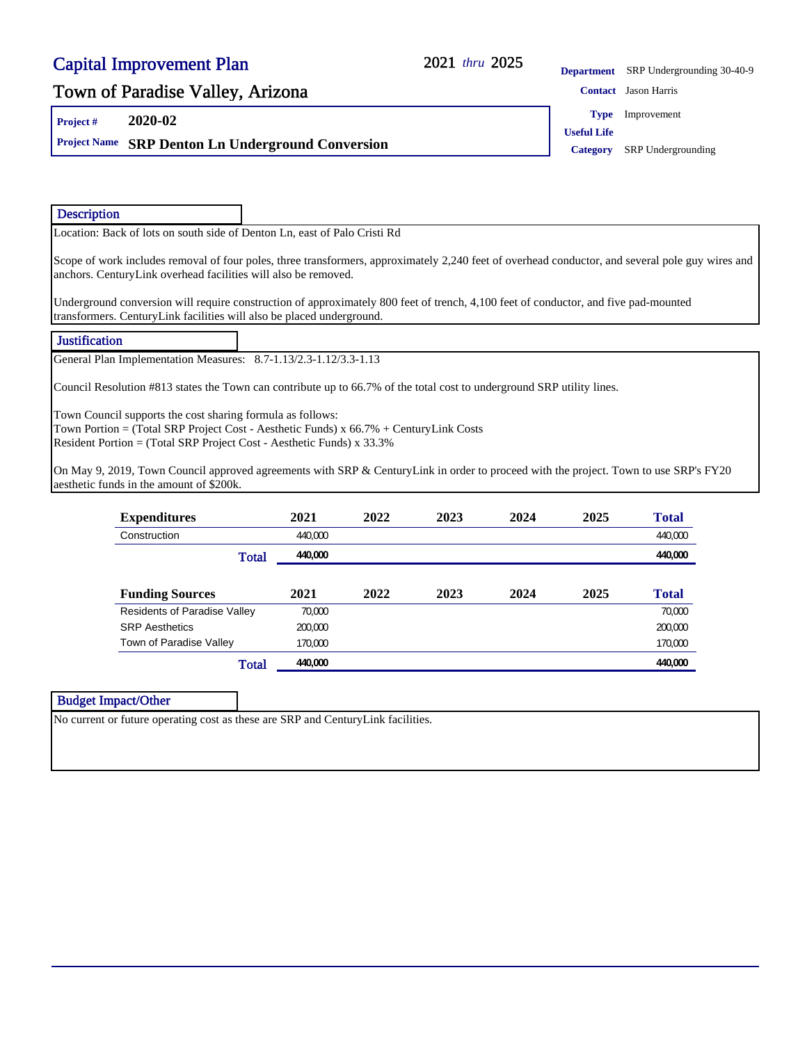# Capital Improvement Plan

## Town of Paradise Valley, Arizona

2021 *thru* 2025

**Project #** 2020-02

**Project Name** **SRP Denton Ln Underground Conversion**

**Department** SRP Undergrounding 30-40-9

**Contact** Jason Harris

**Type** Improvement

**Useful Life**

**Category** SRP Undergrounding

### Description

Location: Back of lots on south side of Denton Ln, east of Palo Cristi Rd

Scope of work includes removal of four poles, three transformers, approximately 2,240 feet of overhead conductor, and several pole guy wires and anchors. CenturyLink overhead facilities will also be removed.

Underground conversion will require construction of approximately 800 feet of trench, 4,100 feet of conductor, and five pad-mounted transformers. CenturyLink facilities will also be placed underground.

### Justification

General Plan Implementation Measures: 8.7-1.13/2.3-1.12/3.3-1.13

Council Resolution #813 states the Town can contribute up to 66.7% of the total cost to underground SRP utility lines.

Town Council supports the cost sharing formula as follows:
Town Portion = (Total SRP Project Cost - Aesthetic Funds) x 66.7% + CenturyLink Costs
Resident Portion = (Total SRP Project Cost - Aesthetic Funds) x 33.3%

On May 9, 2019, Town Council approved agreements with SRP & CenturyLink in order to proceed with the project. Town to use SRP's FY20 aesthetic funds in the amount of $200k.

| Expenditures | 2021 | 2022 | 2023 | 2024 | 2025 | Total |
|---|---|---|---|---|---|---|
| Construction | 440,000 | | | | | 440,000 |
| **Total** | **440,000** | | | | | **440,000** |

| Funding Sources | 2021 | 2022 | 2023 | 2024 | 2025 | Total |
|---|---|---|---|---|---|---|
| Residents of Paradise Valley | 70,000 | | | | | 70,000 |
| SRP Aesthetics | 200,000 | | | | | 200,000 |
| Town of Paradise Valley | 170,000 | | | | | 170,000 |
| **Total** | **440,000** | | | | | **440,000** |

### Budget Impact/Other

No current or future operating cost as these are SRP and CenturyLink facilities.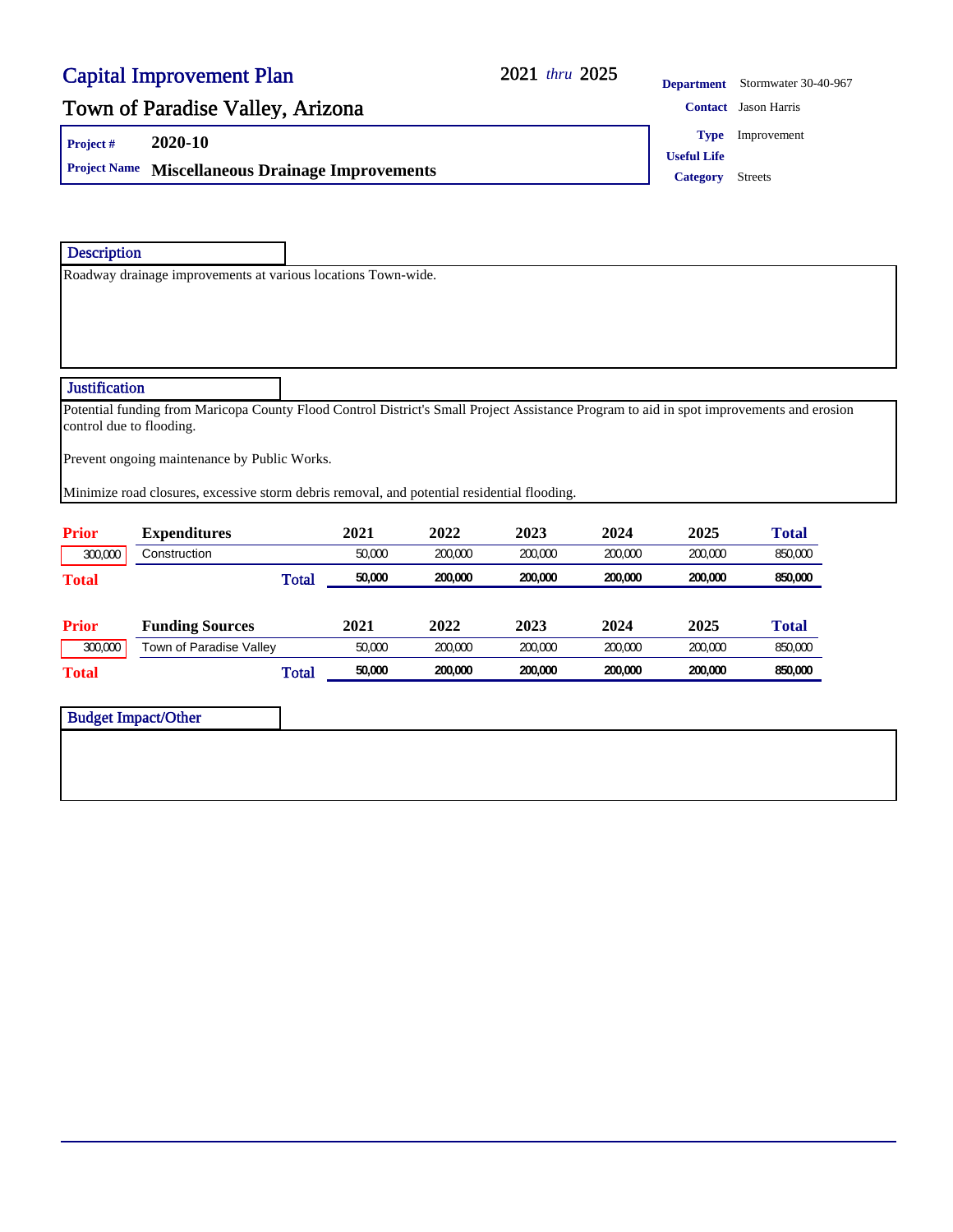# Capital Improvement Plan

2021 *thru* 2025

## Town of Paradise Valley, Arizona

**Project #** 2020-10

**Project Name** Miscellaneous Drainage Improvements

**Department** Stormwater 30-40-967

**Contact** Jason Harris

**Type** Improvement

**Useful Life**

**Category** Streets

### Description

Roadway drainage improvements at various locations Town-wide.

### Justification

Potential funding from Maricopa County Flood Control District's Small Project Assistance Program to aid in spot improvements and erosion control due to flooding.

Prevent ongoing maintenance by Public Works.

Minimize road closures, excessive storm debris removal, and potential residential flooding.

| Prior | Expenditures | 2021 | 2022 | 2023 | 2024 | 2025 | Total |
|---|---|---|---|---|---|---|---|
| 300,000 | Construction | 50,000 | 200,000 | 200,000 | 200,000 | 200,000 | 850,000 |
| Total | Total | 50,000 | 200,000 | 200,000 | 200,000 | 200,000 | 850,000 |

| Prior | Funding Sources | 2021 | 2022 | 2023 | 2024 | 2025 | Total |
|---|---|---|---|---|---|---|---|
| 300,000 | Town of Paradise Valley | 50,000 | 200,000 | 200,000 | 200,000 | 200,000 | 850,000 |
| Total | Total | 50,000 | 200,000 | 200,000 | 200,000 | 200,000 | 850,000 |

### Budget Impact/Other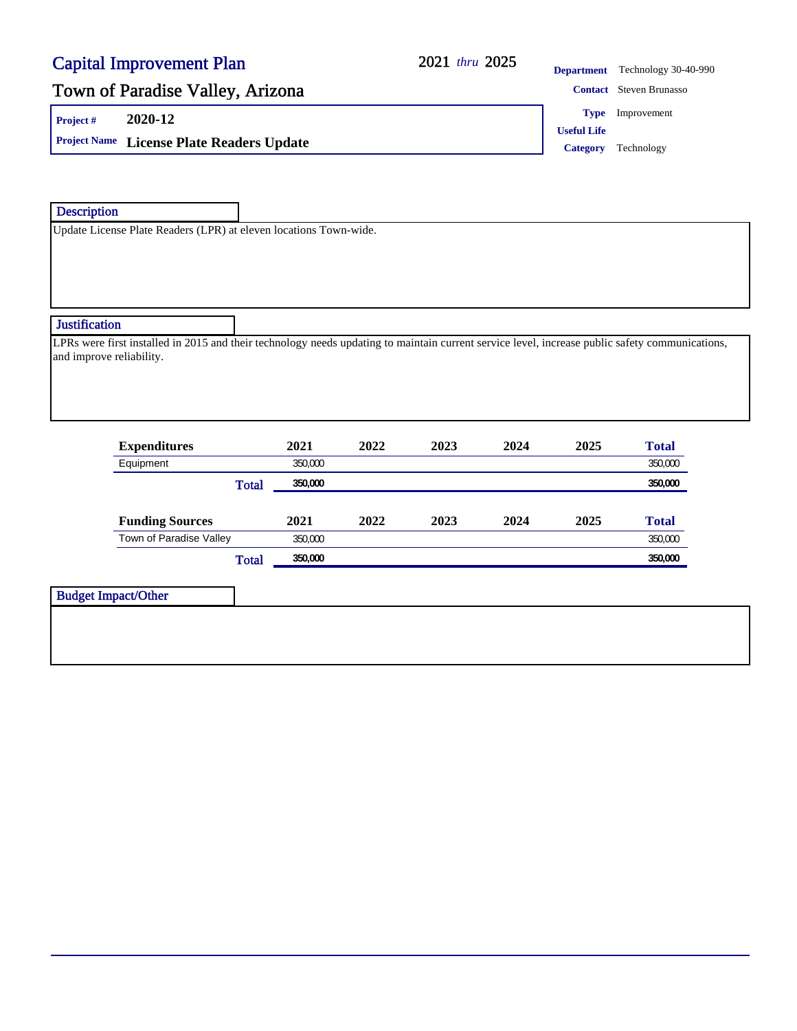# Capital Improvement Plan

## Town of Paradise Valley, Arizona

2021 *thru* 2025

**Project #** 2020-12

**Project Name** License Plate Readers Update

**Department** Technology 30-40-990

**Contact** Steven Brunasso

**Type** Improvement

**Useful Life**

**Category** Technology

### Description

Update License Plate Readers (LPR) at eleven locations Town-wide.

### Justification

LPRs were first installed in 2015 and their technology needs updating to maintain current service level, increase public safety communications, and improve reliability.

| Expenditures | 2021 | 2022 | 2023 | 2024 | 2025 | Total |
|---|---|---|---|---|---|---|
| Equipment | 350,000 | | | | | 350,000 |
| **Total** | **350,000** | | | | | **350,000** |

| Funding Sources | 2021 | 2022 | 2023 | 2024 | 2025 | Total |
|---|---|---|---|---|---|---|
| Town of Paradise Valley | 350,000 | | | | | 350,000 |
| **Total** | **350,000** | | | | | **350,000** |

### Budget Impact/Other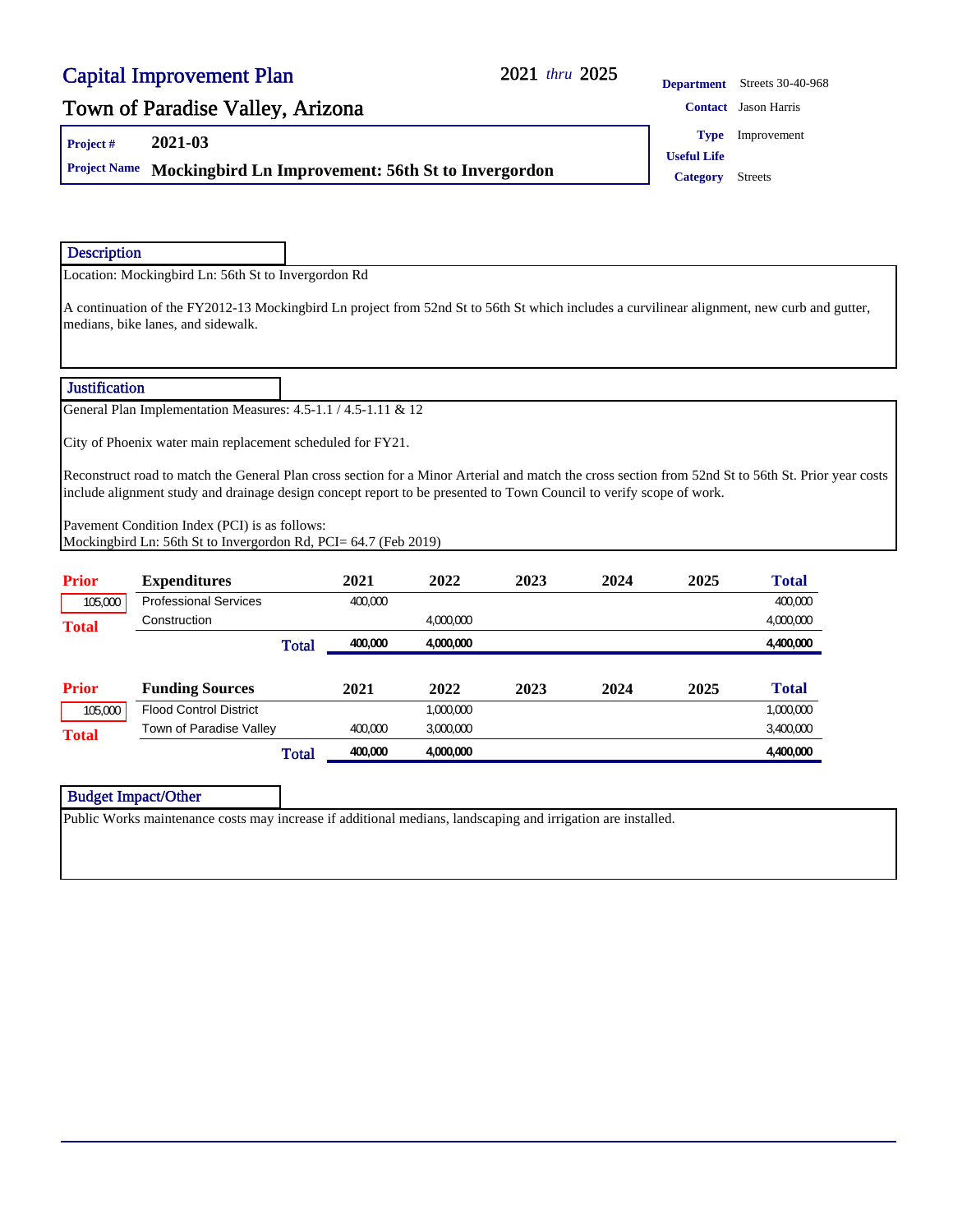# Capital Improvement Plan

**2021** *thru* **2025**

## Town of Paradise Valley, Arizona

**Project #** 2021-03

**Project Name** Mockingbird Ln Improvement: 56th St to Invergordon

**Department** Streets 30-40-968

**Contact** Jason Harris

**Type** Improvement

**Useful Life**

**Category** Streets

### Description

Location: Mockingbird Ln: 56th St to Invergordon Rd

A continuation of the FY2012-13 Mockingbird Ln project from 52nd St to 56th St which includes a curvilinear alignment, new curb and gutter, medians, bike lanes, and sidewalk.

### Justification

General Plan Implementation Measures: 4.5-1.1 / 4.5-1.11 & 12

City of Phoenix water main replacement scheduled for FY21.

Reconstruct road to match the General Plan cross section for a Minor Arterial and match the cross section from 52nd St to 56th St. Prior year costs include alignment study and drainage design concept report to be presented to Town Council to verify scope of work.

Pavement Condition Index (PCI) is as follows:
Mockingbird Ln: 56th St to Invergordon Rd, PCI= 64.7 (Feb 2019)

| Prior | Expenditures | 2021 | 2022 | 2023 | 2024 | 2025 | Total |
|---|---|---|---|---|---|---|---|
| 105,000 | Professional Services | 400,000 | | | | | 400,000 |
| Total | Construction | | 4,000,000 | | | | 4,000,000 |
| | **Total** | **400,000** | **4,000,000** | | | | **4,400,000** |

| Prior | Funding Sources | 2021 | 2022 | 2023 | 2024 | 2025 | Total |
|---|---|---|---|---|---|---|---|
| 105,000 | Flood Control District | | 1,000,000 | | | | 1,000,000 |
| Total | Town of Paradise Valley | 400,000 | 3,000,000 | | | | 3,400,000 |
| | **Total** | **400,000** | **4,000,000** | | | | **4,400,000** |

### Budget Impact/Other

Public Works maintenance costs may increase if additional medians, landscaping and irrigation are installed.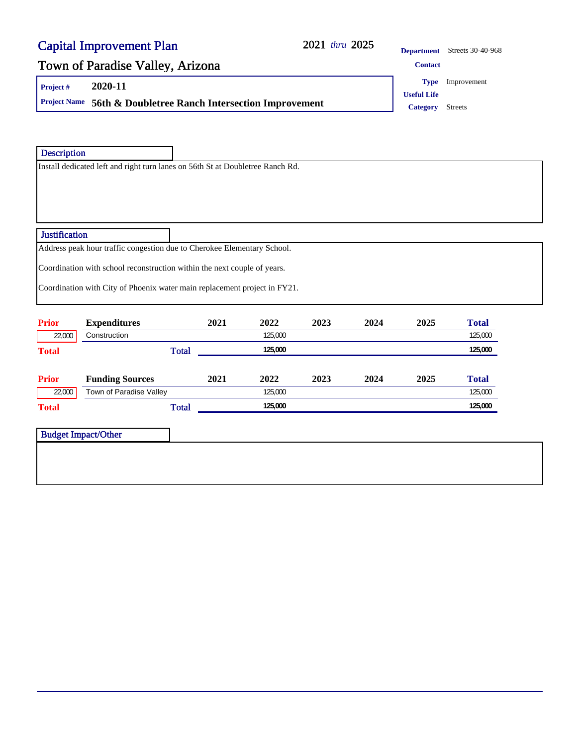# Capital Improvement Plan

## Town of Paradise Valley, Arizona

2021 *thru* 2025

**Project #** 2020-11

**Project Name** 56th & Doubletree Ranch Intersection Improvement

**Department** Streets 30-40-968

**Contact**

**Type** Improvement

**Useful Life**

**Category** Streets

### Description

Install dedicated left and right turn lanes on 56th St at Doubletree Ranch Rd.

### Justification

Address peak hour traffic congestion due to Cherokee Elementary School.

Coordination with school reconstruction within the next couple of years.

Coordination with City of Phoenix water main replacement project in FY21.

| Prior | Expenditures | 2021 | 2022 | 2023 | 2024 | 2025 | Total |
|---|---|---|---|---|---|---|---|
| 22,000 | Construction | | 125,000 | | | | 125,000 |
| Total | Total | | 125,000 | | | | 125,000 |

| Prior | Funding Sources | 2021 | 2022 | 2023 | 2024 | 2025 | Total |
|---|---|---|---|---|---|---|---|
| 22,000 | Town of Paradise Valley | | 125,000 | | | | 125,000 |
| Total | Total | | 125,000 | | | | 125,000 |

### Budget Impact/Other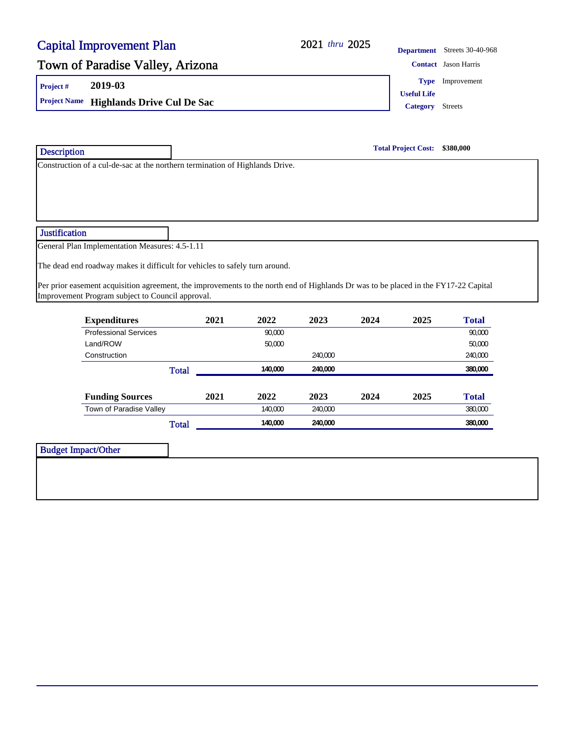# Capital Improvement Plan

2021 *thru* 2025

## Town of Paradise Valley, Arizona

**Project #** 2019-03

**Project Name** Highlands Drive Cul De Sac

**Department** Streets 30-40-968

**Contact** Jason Harris

**Type** Improvement

**Useful Life**

**Category** Streets

**Total Project Cost: $380,000**

### Description

Construction of a cul-de-sac at the northern termination of Highlands Drive.

### Justification

General Plan Implementation Measures: 4.5-1.11

The dead end roadway makes it difficult for vehicles to safely turn around.

Per prior easement acquisition agreement, the improvements to the north end of Highlands Dr was to be placed in the FY17-22 Capital Improvement Program subject to Council approval.

| Expenditures | 2021 | 2022 | 2023 | 2024 | 2025 | Total |
|---|---|---|---|---|---|---|
| Professional Services | | 90,000 | | | | 90,000 |
| Land/ROW | | 50,000 | | | | 50,000 |
| Construction | | | 240,000 | | | 240,000 |
| **Total** | | **140,000** | **240,000** | | | **380,000** |

| Funding Sources | 2021 | 2022 | 2023 | 2024 | 2025 | Total |
|---|---|---|---|---|---|---|
| Town of Paradise Valley | | 140,000 | 240,000 | | | 380,000 |
| **Total** | | **140,000** | **240,000** | | | **380,000** |

### Budget Impact/Other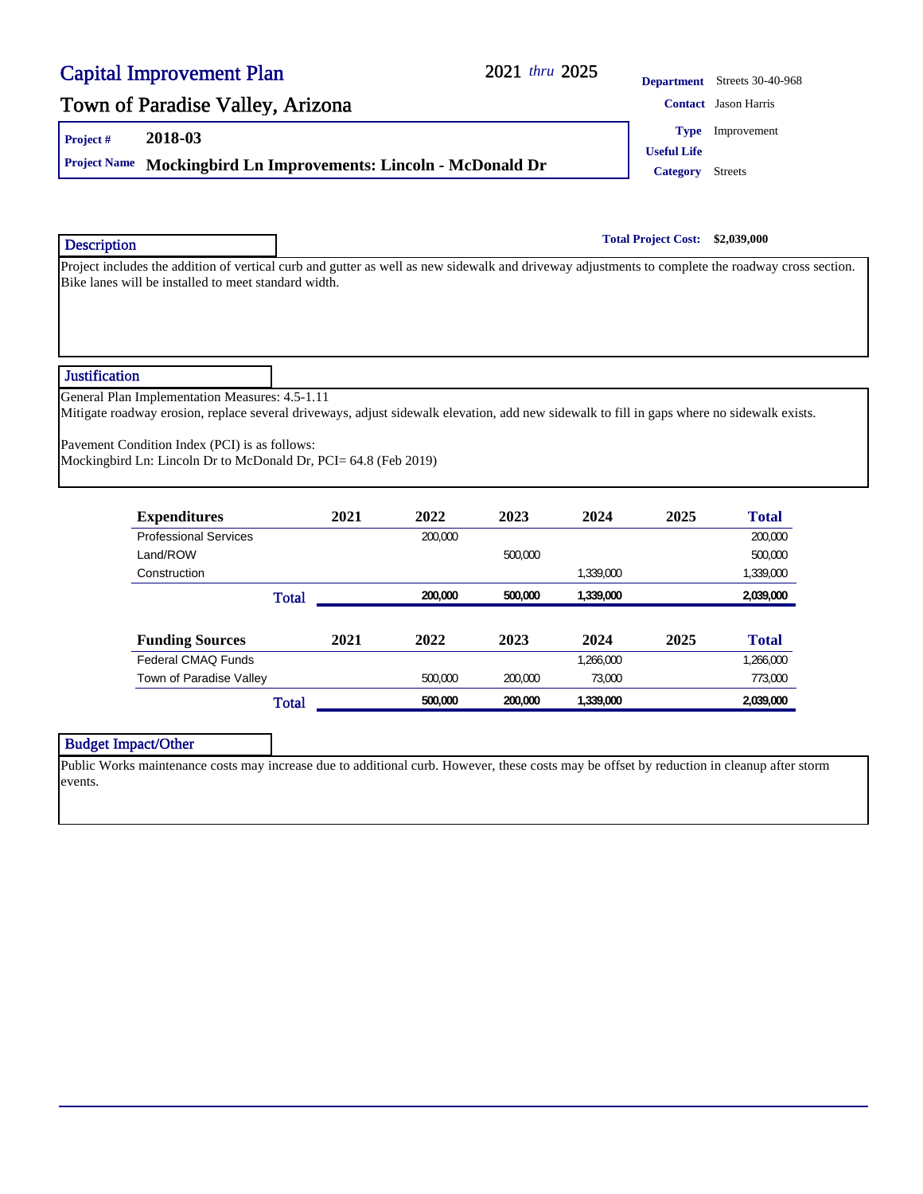# Capital Improvement Plan

## Town of Paradise Valley, Arizona

2021 *thru* 2025

**Project #** 2018-03

**Project Name** Mockingbird Ln Improvements: Lincoln - McDonald Dr

**Department** Streets 30-40-968

**Contact** Jason Harris

**Type** Improvement

**Useful Life**

**Category** Streets

**Total Project Cost:** $2,039,000

### Description

Project includes the addition of vertical curb and gutter as well as new sidewalk and driveway adjustments to complete the roadway cross section. Bike lanes will be installed to meet standard width.

### Justification

General Plan Implementation Measures: 4.5-1.11
Mitigate roadway erosion, replace several driveways, adjust sidewalk elevation, add new sidewalk to fill in gaps where no sidewalk exists.

Pavement Condition Index (PCI) is as follows:
Mockingbird Ln: Lincoln Dr to McDonald Dr, PCI= 64.8 (Feb 2019)

| Expenditures | 2021 | 2022 | 2023 | 2024 | 2025 | Total |
|---|---|---|---|---|---|---|
| Professional Services | | 200,000 | | | | 200,000 |
| Land/ROW | | | 500,000 | | | 500,000 |
| Construction | | | | 1,339,000 | | 1,339,000 |
| **Total** | | **200,000** | **500,000** | **1,339,000** | | **2,039,000** |

| Funding Sources | 2021 | 2022 | 2023 | 2024 | 2025 | Total |
|---|---|---|---|---|---|---|
| Federal CMAQ Funds | | | | 1,266,000 | | 1,266,000 |
| Town of Paradise Valley | | 500,000 | 200,000 | 73,000 | | 773,000 |
| **Total** | | **500,000** | **200,000** | **1,339,000** | | **2,039,000** |

### Budget Impact/Other

Public Works maintenance costs may increase due to additional curb. However, these costs may be offset by reduction in cleanup after storm events.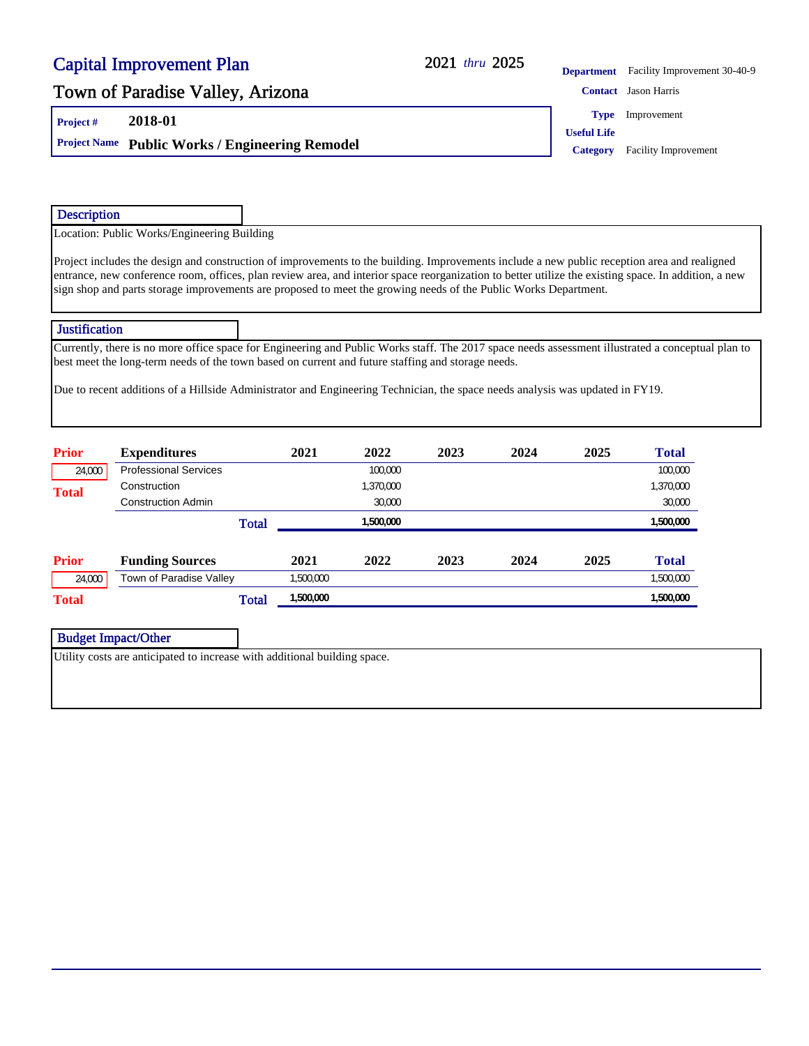# Capital Improvement Plan

2021 *thru* 2025

## Town of Paradise Valley, Arizona

**Project #** 2018-01

**Project Name** **Public Works / Engineering Remodel**

**Department** Facility Improvement 30-40-9

**Contact** Jason Harris

**Type** Improvement

**Useful Life**

**Category** Facility Improvement

### Description

Location: Public Works/Engineering Building

Project includes the design and construction of improvements to the building. Improvements include a new public reception area and realigned entrance, new conference room, offices, plan review area, and interior space reorganization to better utilize the existing space. In addition, a new sign shop and parts storage improvements are proposed to meet the growing needs of the Public Works Department.

### Justification

Currently, there is no more office space for Engineering and Public Works staff. The 2017 space needs assessment illustrated a conceptual plan to best meet the long-term needs of the town based on current and future staffing and storage needs.

Due to recent additions of a Hillside Administrator and Engineering Technician, the space needs analysis was updated in FY19.

| Prior | Expenditures | 2021 | 2022 | 2023 | 2024 | 2025 | Total |
|---|---|---|---|---|---|---|---|
| 24,000 | Professional Services | | 100,000 | | | | 100,000 |
| Total | Construction | | 1,370,000 | | | | 1,370,000 |
| | Construction Admin | | 30,000 | | | | 30,000 |
| | **Total** | | **1,500,000** | | | | **1,500,000** |

| Prior | Funding Sources | 2021 | 2022 | 2023 | 2024 | 2025 | Total |
|---|---|---|---|---|---|---|---|
| 24,000 | Town of Paradise Valley | 1,500,000 | | | | | 1,500,000 |
| Total | **Total** | **1,500,000** | | | | | **1,500,000** |

### Budget Impact/Other

Utility costs are anticipated to increase with additional building space.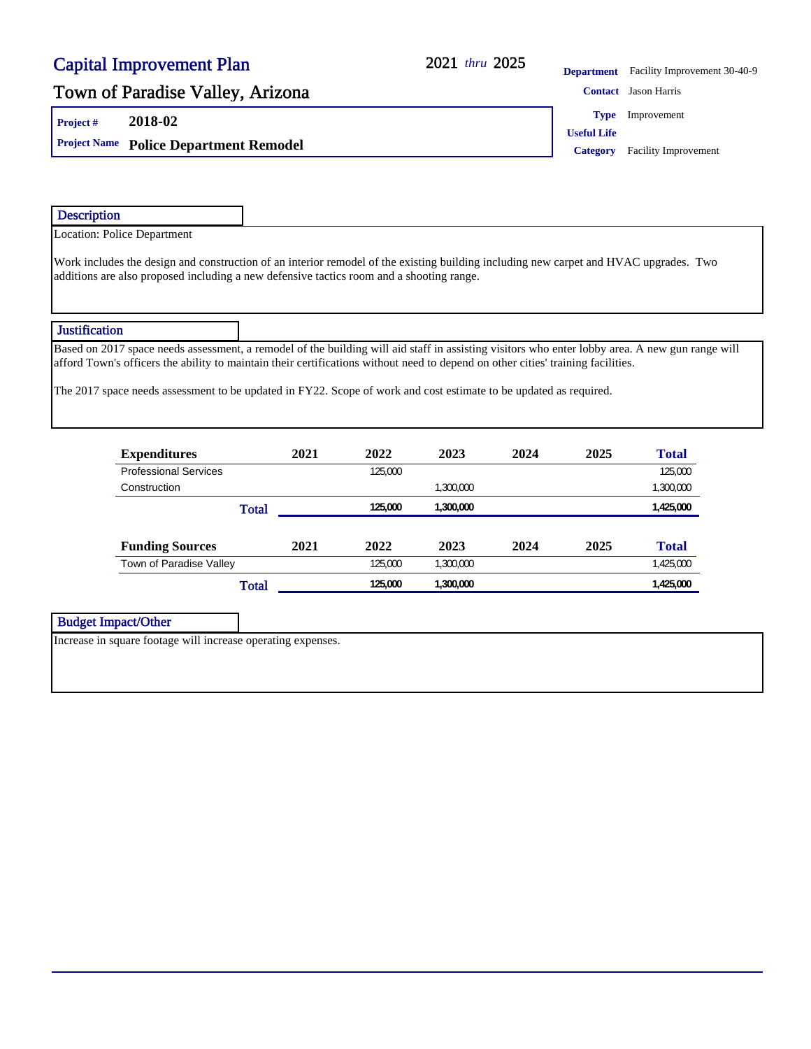# Capital Improvement Plan

**2021** *thru* **2025**

## Town of Paradise Valley, Arizona

**Department** Facility Improvement 30-40-9

**Contact** Jason Harris

**Type** Improvement

**Useful Life**

**Category** Facility Improvement

**Project #** 2018-02

**Project Name** **Police Department Remodel**

### Description

Location: Police Department

Work includes the design and construction of an interior remodel of the existing building including new carpet and HVAC upgrades. Two additions are also proposed including a new defensive tactics room and a shooting range.

### Justification

Based on 2017 space needs assessment, a remodel of the building will aid staff in assisting visitors who enter lobby area. A new gun range will afford Town's officers the ability to maintain their certifications without need to depend on other cities' training facilities.

The 2017 space needs assessment to be updated in FY22. Scope of work and cost estimate to be updated as required.

| Expenditures | 2021 | 2022 | 2023 | 2024 | 2025 | Total |
|---|---|---|---|---|---|---|
| Professional Services | | 125,000 | | | | 125,000 |
| Construction | | | 1,300,000 | | | 1,300,000 |
| **Total** | | **125,000** | **1,300,000** | | | **1,425,000** |

| Funding Sources | 2021 | 2022 | 2023 | 2024 | 2025 | Total |
|---|---|---|---|---|---|---|
| Town of Paradise Valley | | 125,000 | 1,300,000 | | | 1,425,000 |
| **Total** | | **125,000** | **1,300,000** | | | **1,425,000** |

### Budget Impact/Other

Increase in square footage will increase operating expenses.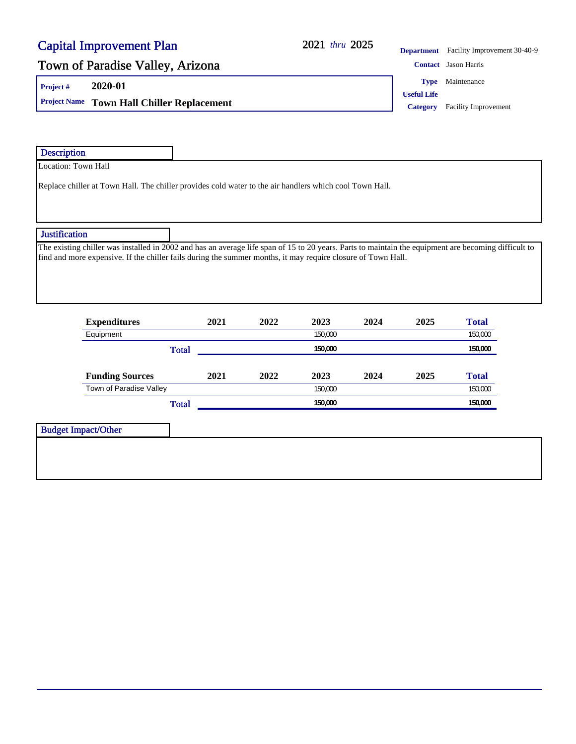# Capital Improvement Plan

## Town of Paradise Valley, Arizona

2021 *thru* 2025

**Department** Facility Improvement 30-40-9

**Contact** Jason Harris

**Type** Maintenance

**Useful Life**

**Category** Facility Improvement

**Project #** 2020-01

**Project Name** Town Hall Chiller Replacement

### Description

Location: Town Hall

Replace chiller at Town Hall. The chiller provides cold water to the air handlers which cool Town Hall.

### Justification

The existing chiller was installed in 2002 and has an average life span of 15 to 20 years. Parts to maintain the equipment are becoming difficult to find and more expensive. If the chiller fails during the summer months, it may require closure of Town Hall.

| Expenditures | 2021 | 2022 | 2023 | 2024 | 2025 | Total |
|---|---|---|---|---|---|---|
| Equipment | | | 150,000 | | | 150,000 |
| **Total** | | | **150,000** | | | **150,000** |

| Funding Sources | 2021 | 2022 | 2023 | 2024 | 2025 | Total |
|---|---|---|---|---|---|---|
| Town of Paradise Valley | | | 150,000 | | | 150,000 |
| **Total** | | | **150,000** | | | **150,000** |

### Budget Impact/Other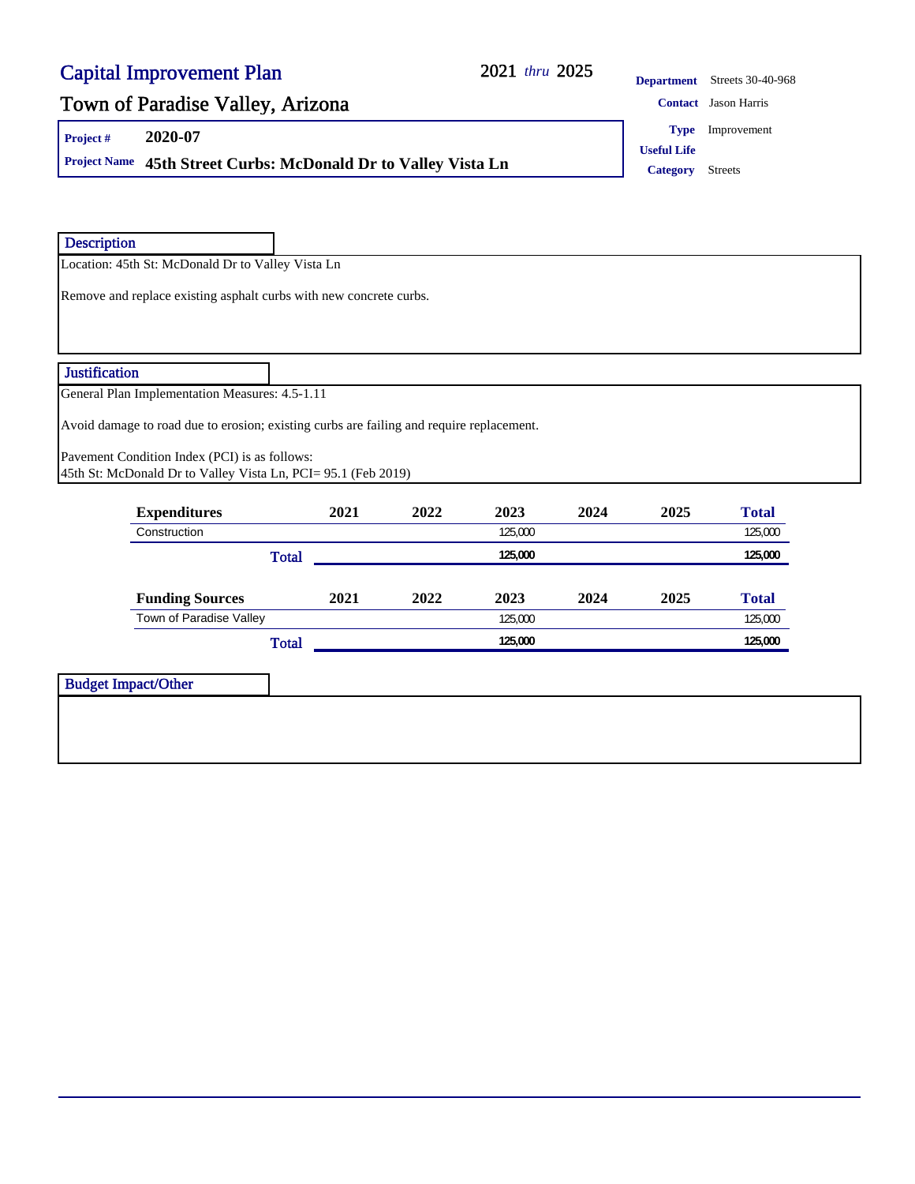# Capital Improvement Plan

2021 *thru* 2025

## Town of Paradise Valley, Arizona

**Project #** 2020-07

**Project Name** 45th Street Curbs: McDonald Dr to Valley Vista Ln

**Department** Streets 30-40-968

**Contact** Jason Harris

**Type** Improvement

**Useful Life**

**Category** Streets

### Description

Location: 45th St: McDonald Dr to Valley Vista Ln

Remove and replace existing asphalt curbs with new concrete curbs.

### Justification

General Plan Implementation Measures: 4.5-1.11

Avoid damage to road due to erosion; existing curbs are failing and require replacement.

Pavement Condition Index (PCI) is as follows:
45th St: McDonald Dr to Valley Vista Ln, PCI= 95.1 (Feb 2019)

| Expenditures | 2021 | 2022 | 2023 | 2024 | 2025 | Total |
|---|---|---|---|---|---|---|
| Construction | | | 125,000 | | | 125,000 |
| **Total** | | | **125,000** | | | **125,000** |

| Funding Sources | 2021 | 2022 | 2023 | 2024 | 2025 | Total |
|---|---|---|---|---|---|---|
| Town of Paradise Valley | | | 125,000 | | | 125,000 |
| **Total** | | | **125,000** | | | **125,000** |

### Budget Impact/Other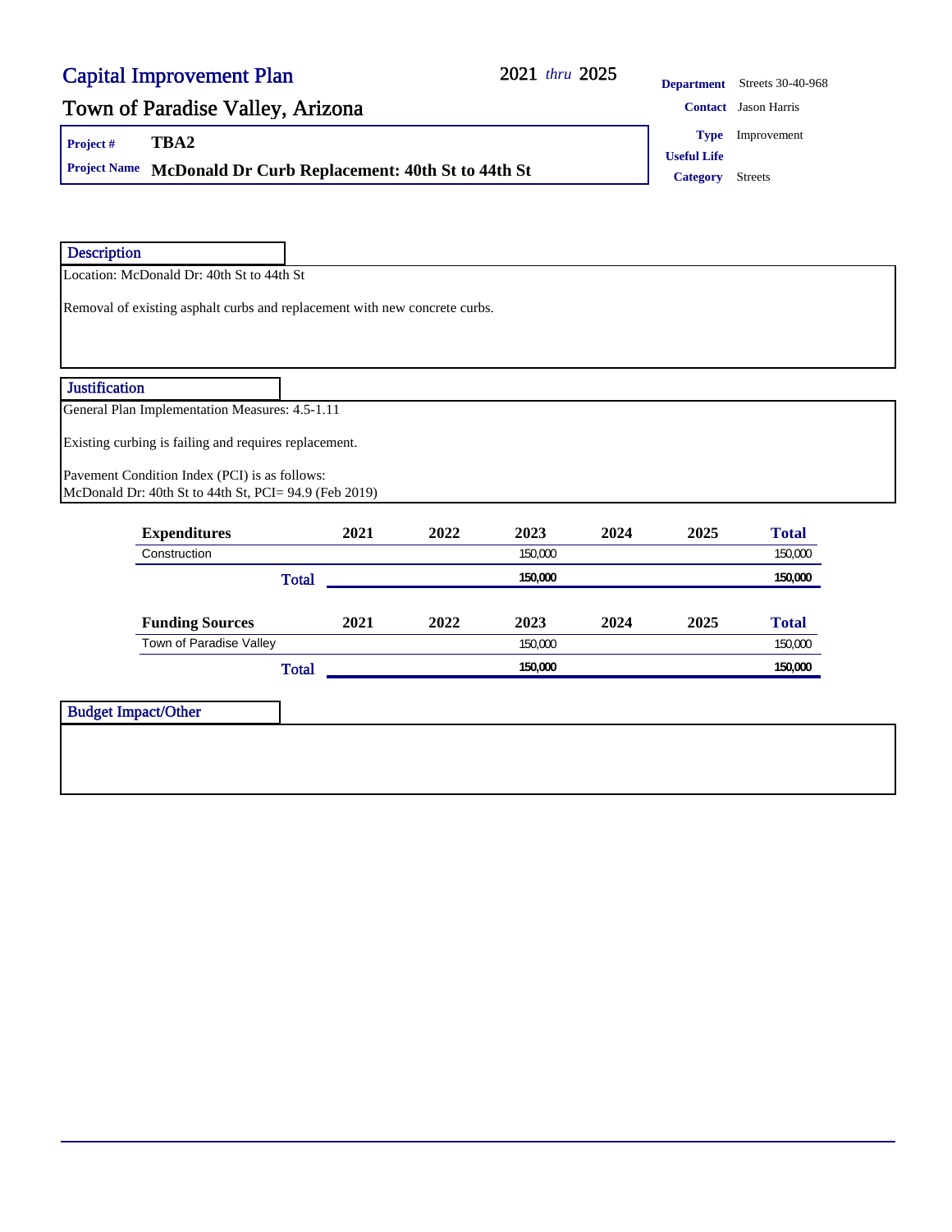# Capital Improvement Plan

## Town of Paradise Valley, Arizona

2021 *thru* 2025

**Department** Streets 30-40-968

**Contact** Jason Harris

**Type** Improvement

**Useful Life**

**Category** Streets

**Project #** TBA2

**Project Name** McDonald Dr Curb Replacement: 40th St to 44th St

### Description

Location: McDonald Dr: 40th St to 44th St

Removal of existing asphalt curbs and replacement with new concrete curbs.

### Justification

General Plan Implementation Measures: 4.5-1.11

Existing curbing is failing and requires replacement.

Pavement Condition Index (PCI) is as follows:
McDonald Dr: 40th St to 44th St, PCI= 94.9 (Feb 2019)

| Expenditures | 2021 | 2022 | 2023 | 2024 | 2025 | Total |
|---|---|---|---|---|---|---|
| Construction | | | 150,000 | | | 150,000 |
| **Total** | | | **150,000** | | | **150,000** |

| Funding Sources | 2021 | 2022 | 2023 | 2024 | 2025 | Total |
|---|---|---|---|---|---|---|
| Town of Paradise Valley | | | 150,000 | | | 150,000 |
| **Total** | | | **150,000** | | | **150,000** |

### Budget Impact/Other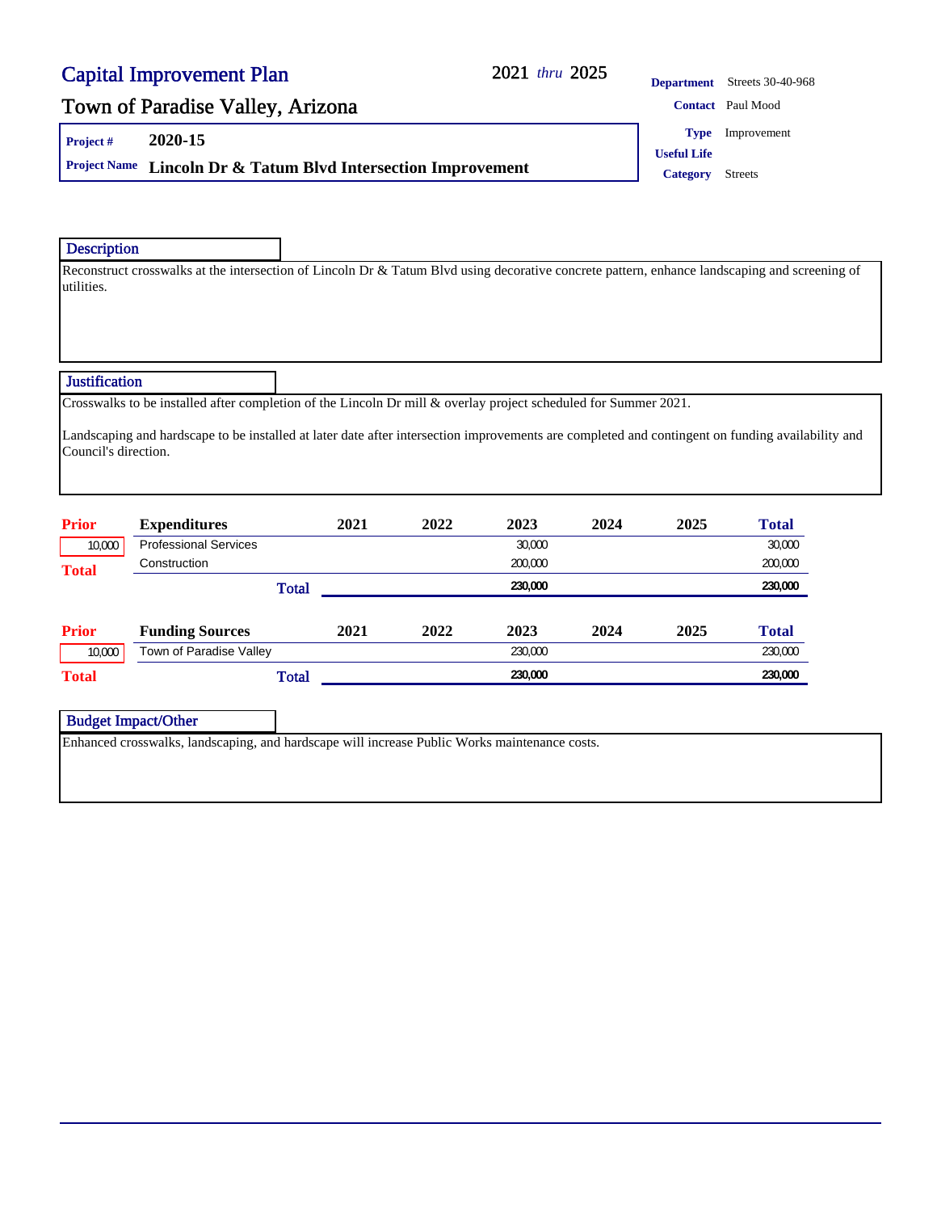# Capital Improvement Plan

2021 *thru* 2025

## Town of Paradise Valley, Arizona

**Department** Streets 30-40-968

**Contact** Paul Mood

**Type** Improvement

**Useful Life**

**Category** Streets

**Project #** 2020-15

**Project Name** Lincoln Dr & Tatum Blvd Intersection Improvement

### Description

Reconstruct crosswalks at the intersection of Lincoln Dr & Tatum Blvd using decorative concrete pattern, enhance landscaping and screening of utilities.

### Justification

Crosswalks to be installed after completion of the Lincoln Dr mill & overlay project scheduled for Summer 2021.

Landscaping and hardscape to be installed at later date after intersection improvements are completed and contingent on funding availability and Council's direction.

| Prior | Expenditures | 2021 | 2022 | 2023 | 2024 | 2025 | Total |
|---|---|---|---|---|---|---|---|
| 10,000 | Professional Services | | | 30,000 | | | 30,000 |
| Total | Construction | | | 200,000 | | | 200,000 |
| | Total | | | 230,000 | | | 230,000 |

| Prior | Funding Sources | 2021 | 2022 | 2023 | 2024 | 2025 | Total |
|---|---|---|---|---|---|---|---|
| 10,000 | Town of Paradise Valley | | | 230,000 | | | 230,000 |
| Total | Total | | | 230,000 | | | 230,000 |

### Budget Impact/Other

Enhanced crosswalks, landscaping, and hardscape will increase Public Works maintenance costs.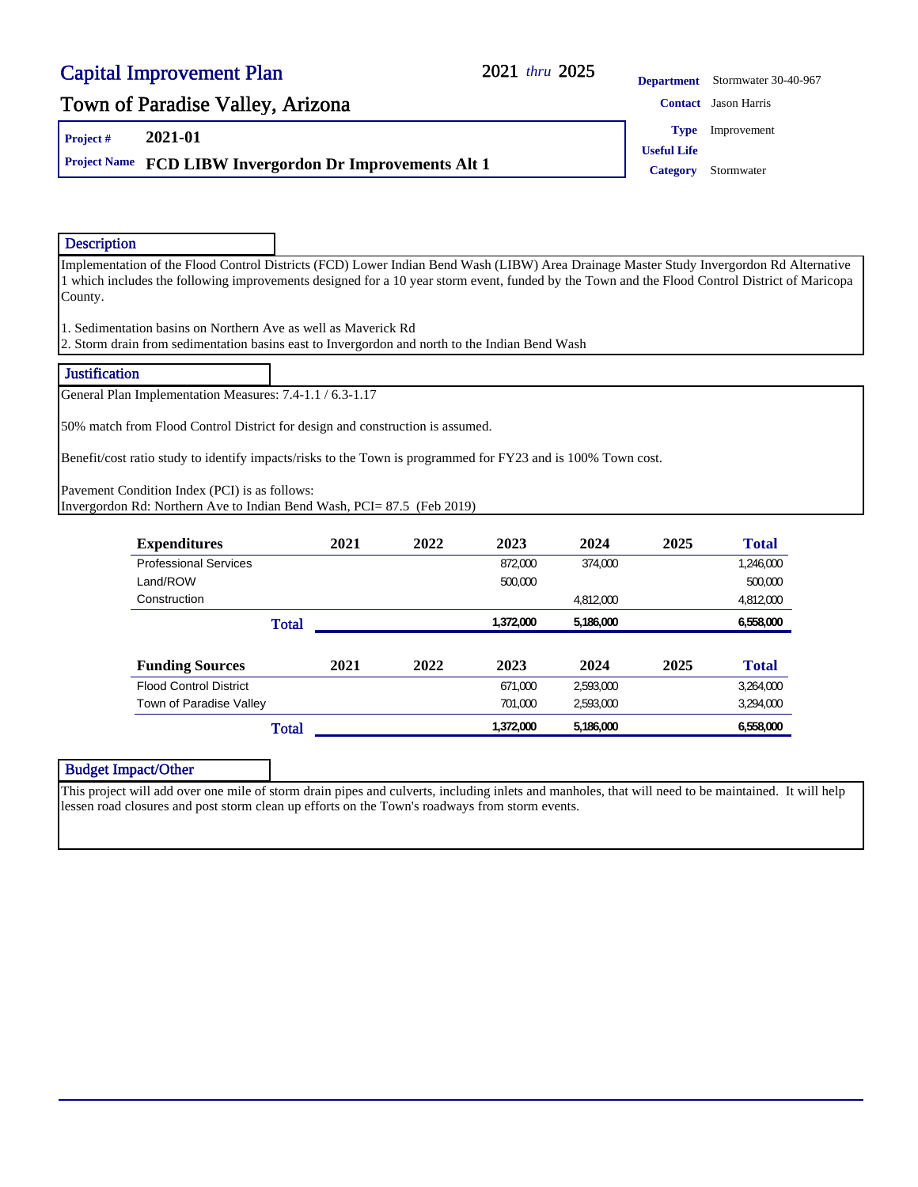# Capital Improvement Plan

## Town of Paradise Valley, Arizona

2021 *thru* 2025

**Department** Stormwater 30-40-967
**Contact** Jason Harris
**Type** Improvement
**Useful Life**
**Category** Stormwater

**Project #** 2021-01
**Project Name** FCD LIBW Invergordon Dr Improvements Alt 1

### Description

Implementation of the Flood Control Districts (FCD) Lower Indian Bend Wash (LIBW) Area Drainage Master Study Invergordon Rd Alternative 1 which includes the following improvements designed for a 10 year storm event, funded by the Town and the Flood Control District of Maricopa County.

1. Sedimentation basins on Northern Ave as well as Maverick Rd
2. Storm drain from sedimentation basins east to Invergordon and north to the Indian Bend Wash

### Justification

General Plan Implementation Measures: 7.4-1.1 / 6.3-1.17

50% match from Flood Control District for design and construction is assumed.

Benefit/cost ratio study to identify impacts/risks to the Town is programmed for FY23 and is 100% Town cost.

Pavement Condition Index (PCI) is as follows:
Invergordon Rd: Northern Ave to Indian Bend Wash, PCI= 87.5 (Feb 2019)

| Expenditures | 2021 | 2022 | 2023 | 2024 | 2025 | Total |
|---|---|---|---|---|---|---|
| Professional Services | | | 872,000 | 374,000 | | 1,246,000 |
| Land/ROW | | | 500,000 | | | 500,000 |
| Construction | | | | 4,812,000 | | 4,812,000 |
| **Total** | | | **1,372,000** | **5,186,000** | | **6,558,000** |

| Funding Sources | 2021 | 2022 | 2023 | 2024 | 2025 | Total |
|---|---|---|---|---|---|---|
| Flood Control District | | | 671,000 | 2,593,000 | | 3,264,000 |
| Town of Paradise Valley | | | 701,000 | 2,593,000 | | 3,294,000 |
| **Total** | | | **1,372,000** | **5,186,000** | | **6,558,000** |

### Budget Impact/Other

This project will add over one mile of storm drain pipes and culverts, including inlets and manholes, that will need to be maintained. It will help lessen road closures and post storm clean up efforts on the Town's roadways from storm events.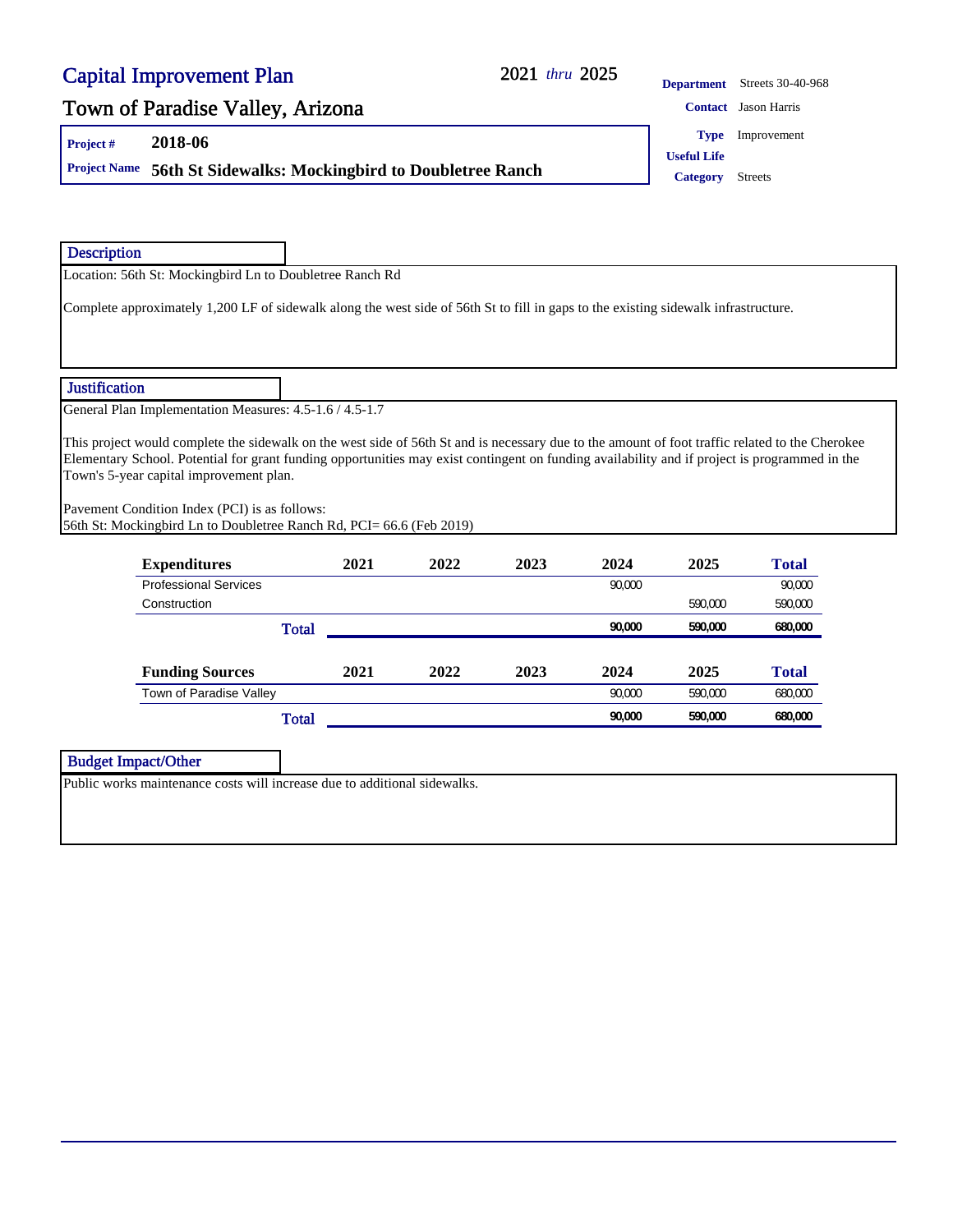# Capital Improvement Plan

2021 *thru* 2025

## Town of Paradise Valley, Arizona

**Project #** 2018-06

**Project Name** 56th St Sidewalks: Mockingbird to Doubletree Ranch

**Department** Streets 30-40-968

**Contact** Jason Harris

**Type** Improvement

**Useful Life**

**Category** Streets

### Description

Location: 56th St: Mockingbird Ln to Doubletree Ranch Rd

Complete approximately 1,200 LF of sidewalk along the west side of 56th St to fill in gaps to the existing sidewalk infrastructure.

### Justification

General Plan Implementation Measures: 4.5-1.6 / 4.5-1.7

This project would complete the sidewalk on the west side of 56th St and is necessary due to the amount of foot traffic related to the Cherokee Elementary School. Potential for grant funding opportunities may exist contingent on funding availability and if project is programmed in the Town's 5-year capital improvement plan.

Pavement Condition Index (PCI) is as follows:
56th St: Mockingbird Ln to Doubletree Ranch Rd, PCI= 66.6 (Feb 2019)

| Expenditures | 2021 | 2022 | 2023 | 2024 | 2025 | Total |
|---|---|---|---|---|---|---|
| Professional Services | | | | 90,000 | | 90,000 |
| Construction | | | | | 590,000 | 590,000 |
| **Total** | | | | **90,000** | **590,000** | **680,000** |

| Funding Sources | 2021 | 2022 | 2023 | 2024 | 2025 | Total |
|---|---|---|---|---|---|---|
| Town of Paradise Valley | | | | 90,000 | 590,000 | 680,000 |
| **Total** | | | | **90,000** | **590,000** | **680,000** |

### Budget Impact/Other

Public works maintenance costs will increase due to additional sidewalks.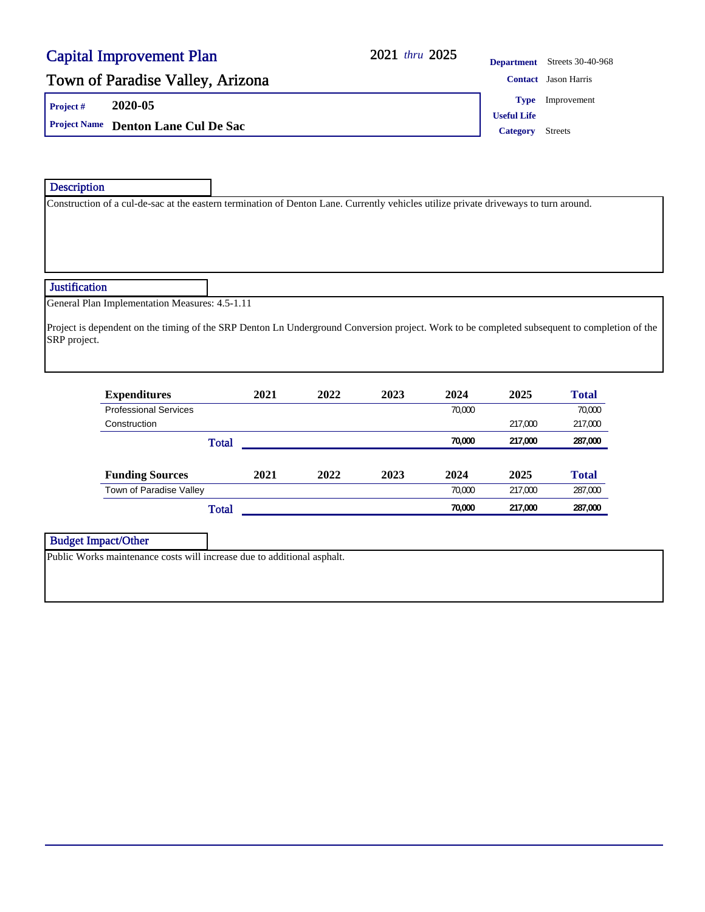# Capital Improvement Plan

## Town of Paradise Valley, Arizona

2021 *thru* 2025

**Department** Streets 30-40-968

**Contact** Jason Harris

**Type** Improvement

**Useful Life**

**Category** Streets

**Project #** 2020-05

**Project Name** Denton Lane Cul De Sac

### Description

Construction of a cul-de-sac at the eastern termination of Denton Lane. Currently vehicles utilize private driveways to turn around.

### Justification

General Plan Implementation Measures: 4.5-1.11

Project is dependent on the timing of the SRP Denton Ln Underground Conversion project. Work to be completed subsequent to completion of the SRP project.

| Expenditures | 2021 | 2022 | 2023 | 2024 | 2025 | Total |
|---|---|---|---|---|---|---|
| Professional Services | | | | 70,000 | | 70,000 |
| Construction | | | | | 217,000 | 217,000 |
| **Total** | | | | **70,000** | **217,000** | **287,000** |

| Funding Sources | 2021 | 2022 | 2023 | 2024 | 2025 | Total |
|---|---|---|---|---|---|---|
| Town of Paradise Valley | | | | 70,000 | 217,000 | 287,000 |
| **Total** | | | | **70,000** | **217,000** | **287,000** |

### Budget Impact/Other

Public Works maintenance costs will increase due to additional asphalt.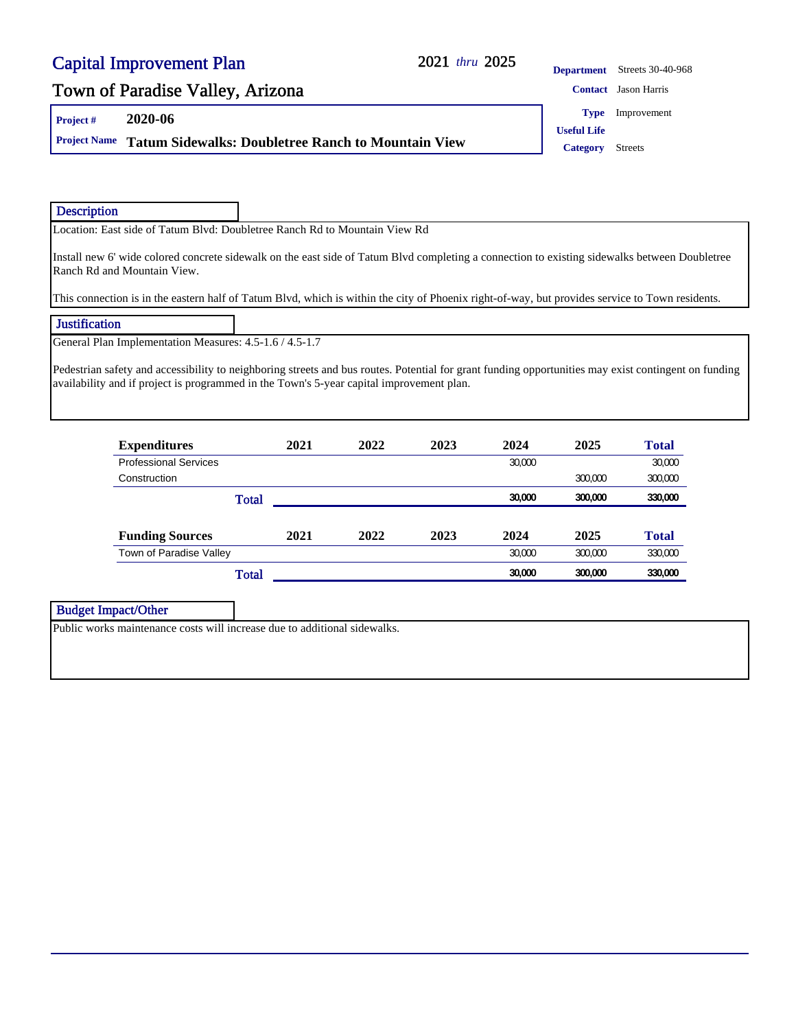# Capital Improvement Plan

## Town of Paradise Valley, Arizona

2021 *thru* 2025

| | |
|---|---|
| **Department** | Streets 30-40-968 |
| **Contact** | Jason Harris |
| **Type** | Improvement |
| **Useful Life** | |
| **Category** | Streets |

**Project #** 2020-06

**Project Name** **Tatum Sidewalks: Doubletree Ranch to Mountain View**

### Description

Location: East side of Tatum Blvd: Doubletree Ranch Rd to Mountain View Rd

Install new 6' wide colored concrete sidewalk on the east side of Tatum Blvd completing a connection to existing sidewalks between Doubletree Ranch Rd and Mountain View.

This connection is in the eastern half of Tatum Blvd, which is within the city of Phoenix right-of-way, but provides service to Town residents.

### Justification

General Plan Implementation Measures: 4.5-1.6 / 4.5-1.7

Pedestrian safety and accessibility to neighboring streets and bus routes. Potential for grant funding opportunities may exist contingent on funding availability and if project is programmed in the Town's 5-year capital improvement plan.

| Expenditures | 2021 | 2022 | 2023 | 2024 | 2025 | Total |
|---|---|---|---|---|---|---|
| Professional Services | | | | 30,000 | | 30,000 |
| Construction | | | | | 300,000 | 300,000 |
| **Total** | | | | **30,000** | **300,000** | **330,000** |

| Funding Sources | 2021 | 2022 | 2023 | 2024 | 2025 | Total |
|---|---|---|---|---|---|---|
| Town of Paradise Valley | | | | 30,000 | 300,000 | 330,000 |
| **Total** | | | | **30,000** | **300,000** | **330,000** |

### Budget Impact/Other

Public works maintenance costs will increase due to additional sidewalks.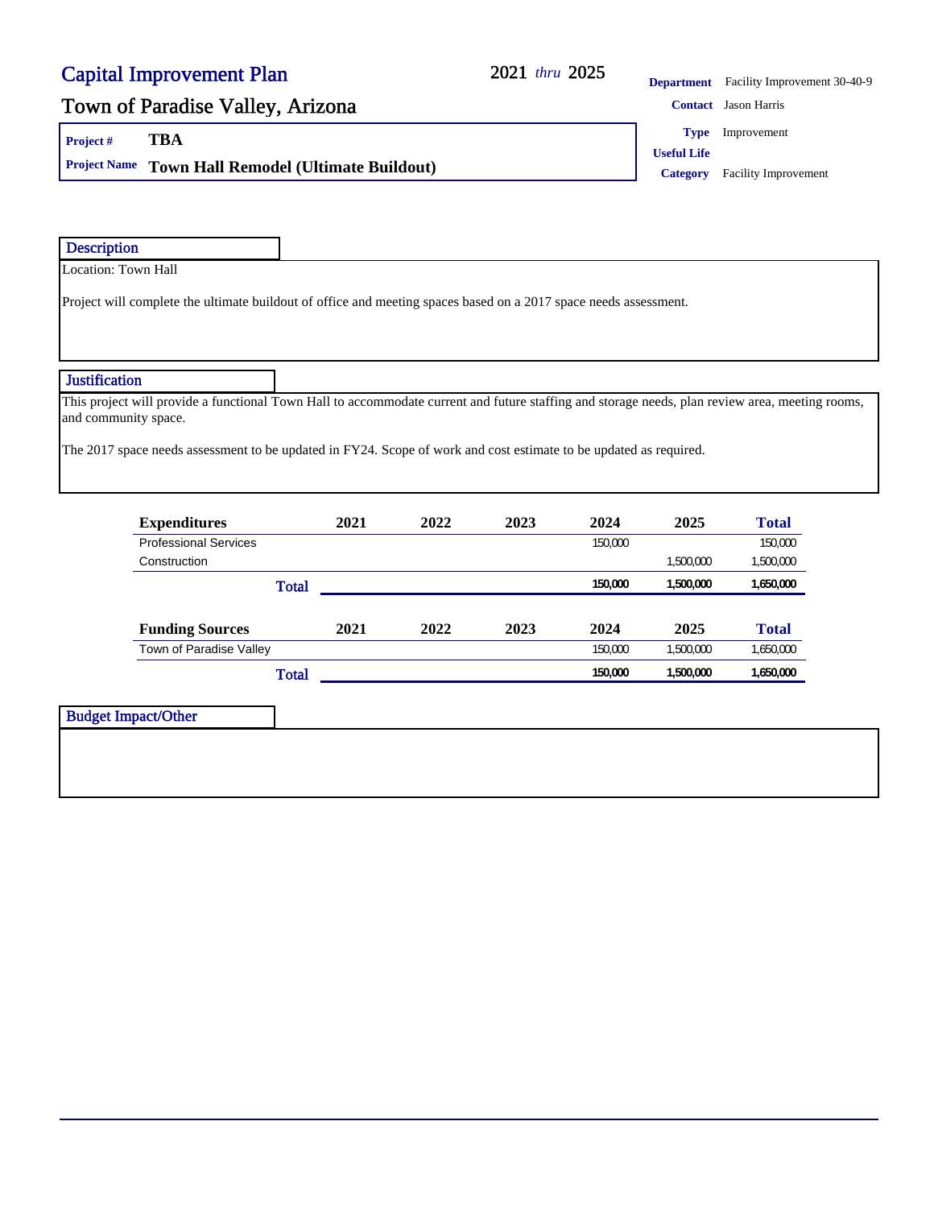# Capital Improvement Plan

## Town of Paradise Valley, Arizona

**2021** *thru* **2025**

**Department** Facility Improvement 30-40-9
**Contact** Jason Harris
**Type** Improvement
**Useful Life**
**Category** Facility Improvement

**Project #** TBA
**Project Name** Town Hall Remodel (Ultimate Buildout)

### Description

Location: Town Hall

Project will complete the ultimate buildout of office and meeting spaces based on a 2017 space needs assessment.

### Justification

This project will provide a functional Town Hall to accommodate current and future staffing and storage needs, plan review area, meeting rooms, and community space.

The 2017 space needs assessment to be updated in FY24. Scope of work and cost estimate to be updated as required.

| Expenditures | 2021 | 2022 | 2023 | 2024 | 2025 | Total |
|---|---|---|---|---|---|---|
| Professional Services | | | | 150,000 | | 150,000 |
| Construction | | | | | 1,500,000 | 1,500,000 |
| **Total** | | | | **150,000** | **1,500,000** | **1,650,000** |

| Funding Sources | 2021 | 2022 | 2023 | 2024 | 2025 | Total |
|---|---|---|---|---|---|---|
| Town of Paradise Valley | | | | 150,000 | 1,500,000 | 1,650,000 |
| **Total** | | | | **150,000** | **1,500,000** | **1,650,000** |

### Budget Impact/Other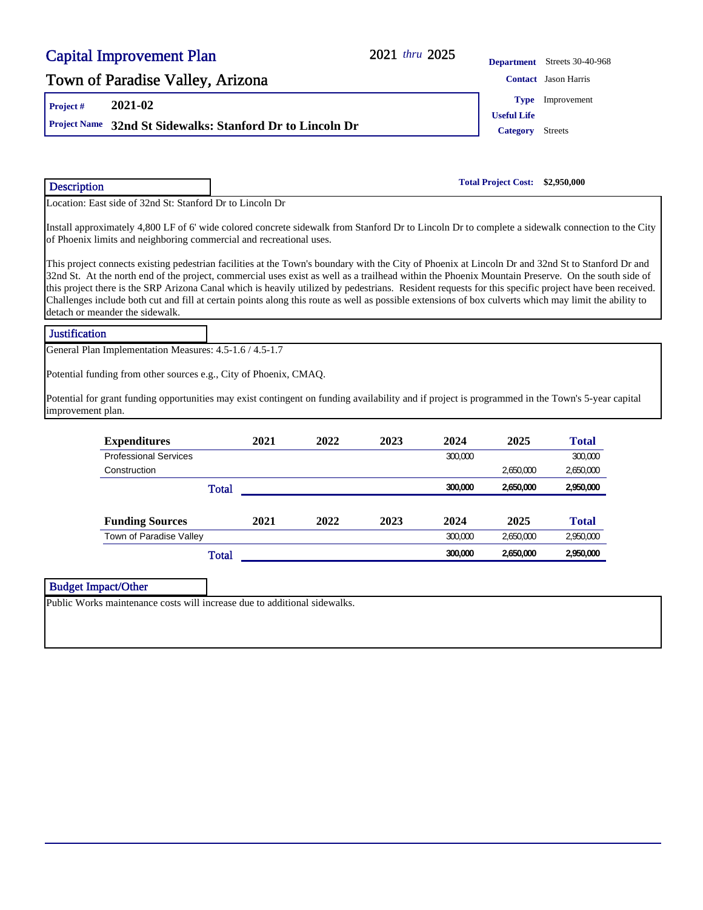# Capital Improvement Plan

## Town of Paradise Valley, Arizona

2021 *thru* 2025

**Department** Streets 30-40-968

**Contact** Jason Harris

**Type** Improvement

**Useful Life**

**Category** Streets

**Project #** 2021-02

**Project Name** **32nd St Sidewalks: Stanford Dr to Lincoln Dr**

**Total Project Cost:** **$2,950,000**

### Description

Location: East side of 32nd St: Stanford Dr to Lincoln Dr

Install approximately 4,800 LF of 6' wide colored concrete sidewalk from Stanford Dr to Lincoln Dr to complete a sidewalk connection to the City of Phoenix limits and neighboring commercial and recreational uses.

This project connects existing pedestrian facilities at the Town's boundary with the City of Phoenix at Lincoln Dr and 32nd St to Stanford Dr and 32nd St. At the north end of the project, commercial uses exist as well as a trailhead within the Phoenix Mountain Preserve. On the south side of this project there is the SRP Arizona Canal which is heavily utilized by pedestrians. Resident requests for this specific project have been received. Challenges include both cut and fill at certain points along this route as well as possible extensions of box culverts which may limit the ability to detach or meander the sidewalk.

### Justification

General Plan Implementation Measures: 4.5-1.6 / 4.5-1.7

Potential funding from other sources e.g., City of Phoenix, CMAQ.

Potential for grant funding opportunities may exist contingent on funding availability and if project is programmed in the Town's 5-year capital improvement plan.

| Expenditures | 2021 | 2022 | 2023 | 2024 | 2025 | Total |
|---|---|---|---|---|---|---|
| Professional Services | | | | 300,000 | | 300,000 |
| Construction | | | | | 2,650,000 | 2,650,000 |
| **Total** | | | | **300,000** | **2,650,000** | **2,950,000** |

| Funding Sources | 2021 | 2022 | 2023 | 2024 | 2025 | Total |
|---|---|---|---|---|---|---|
| Town of Paradise Valley | | | | 300,000 | 2,650,000 | 2,950,000 |
| **Total** | | | | **300,000** | **2,650,000** | **2,950,000** |

### Budget Impact/Other

Public Works maintenance costs will increase due to additional sidewalks.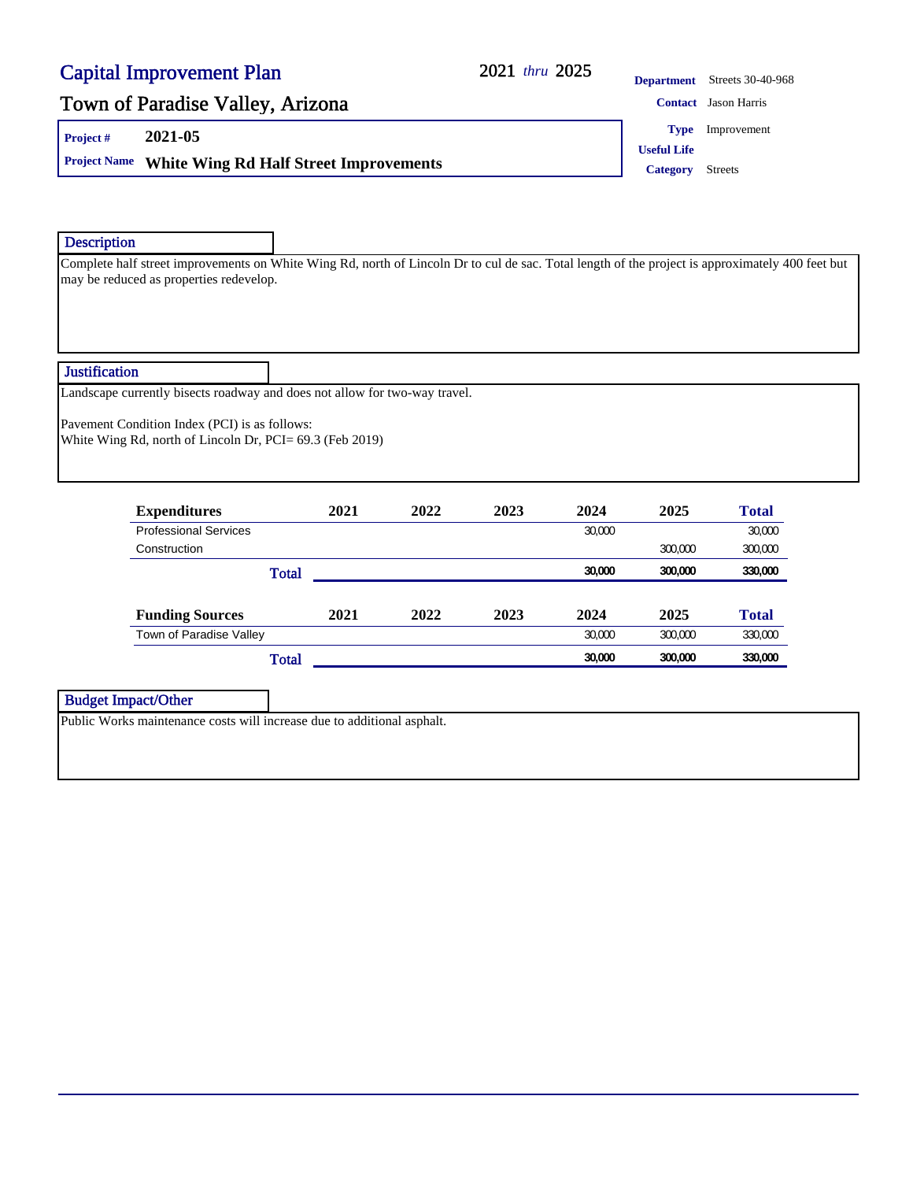# Capital Improvement Plan

## Town of Paradise Valley, Arizona

2021 *thru* 2025

**Department** Streets 30-40-968
**Contact** Jason Harris
**Type** Improvement
**Useful Life**
**Category** Streets

**Project #** 2021-05

**Project Name** **White Wing Rd Half Street Improvements**

### Description

Complete half street improvements on White Wing Rd, north of Lincoln Dr to cul de sac. Total length of the project is approximately 400 feet but may be reduced as properties redevelop.

### Justification

Landscape currently bisects roadway and does not allow for two-way travel.

Pavement Condition Index (PCI) is as follows:
White Wing Rd, north of Lincoln Dr, PCI= 69.3 (Feb 2019)

| Expenditures | 2021 | 2022 | 2023 | 2024 | 2025 | Total |
|---|---|---|---|---|---|---|
| Professional Services | | | | 30,000 | | 30,000 |
| Construction | | | | | 300,000 | 300,000 |
| **Total** | | | | **30,000** | **300,000** | **330,000** |

| Funding Sources | 2021 | 2022 | 2023 | 2024 | 2025 | Total |
|---|---|---|---|---|---|---|
| Town of Paradise Valley | | | | 30,000 | 300,000 | 330,000 |
| **Total** | | | | **30,000** | **300,000** | **330,000** |

### Budget Impact/Other

Public Works maintenance costs will increase due to additional asphalt.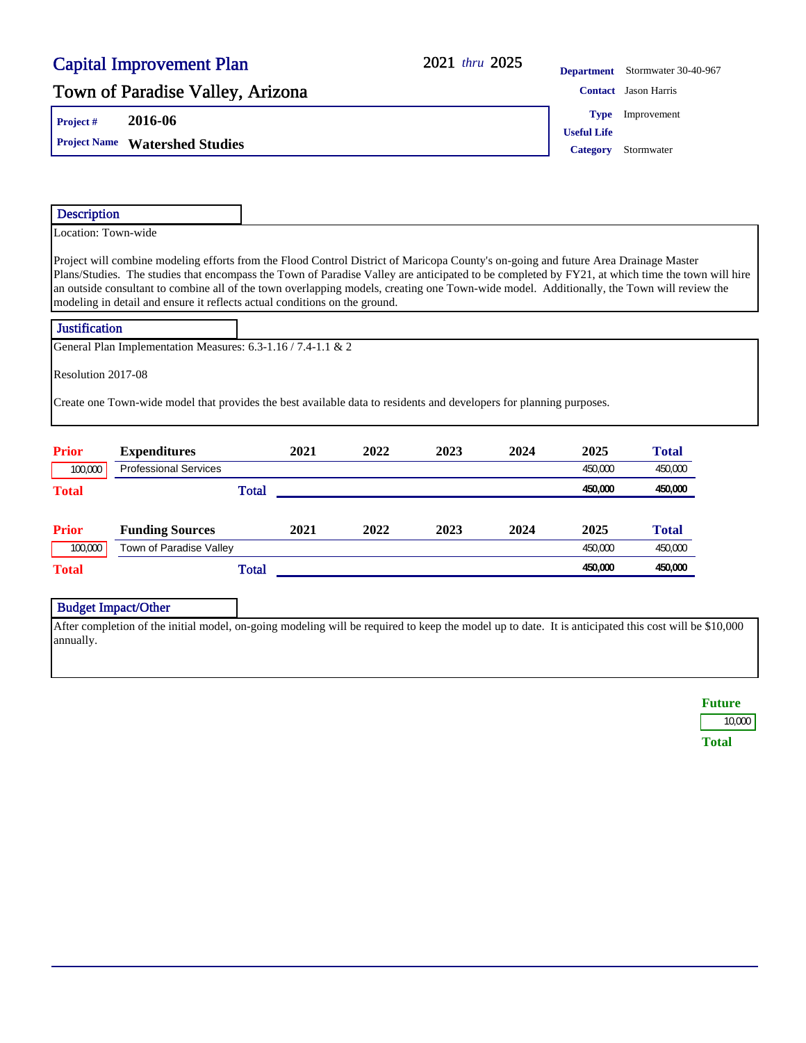# Capital Improvement Plan

2021 *thru* 2025

## Town of Paradise Valley, Arizona

**Project #** 2016-06

**Project Name** **Watershed Studies**

**Department** Stormwater 30-40-967

**Contact** Jason Harris

**Type** Improvement

**Useful Life**

**Category** Stormwater

### Description

Location: Town-wide

Project will combine modeling efforts from the Flood Control District of Maricopa County's on-going and future Area Drainage Master Plans/Studies. The studies that encompass the Town of Paradise Valley are anticipated to be completed by FY21, at which time the town will hire an outside consultant to combine all of the town overlapping models, creating one Town-wide model. Additionally, the Town will review the modeling in detail and ensure it reflects actual conditions on the ground.

### Justification

General Plan Implementation Measures: 6.3-1.16 / 7.4-1.1 & 2

Resolution 2017-08

Create one Town-wide model that provides the best available data to residents and developers for planning purposes.

| Prior | Expenditures | 2021 | 2022 | 2023 | 2024 | 2025 | Total |
|---|---|---|---|---|---|---|---|
| 100,000 | Professional Services | | | | | 450,000 | 450,000 |
| Total | Total | | | | | 450,000 | 450,000 |

| Prior | Funding Sources | 2021 | 2022 | 2023 | 2024 | 2025 | Total |
|---|---|---|---|---|---|---|---|
| 100,000 | Town of Paradise Valley | | | | | 450,000 | 450,000 |
| Total | Total | | | | | 450,000 | 450,000 |

### Budget Impact/Other

After completion of the initial model, on-going modeling will be required to keep the model up to date. It is anticipated this cost will be $10,000 annually.

| Future |
|---|
| 10,000 |
| Total |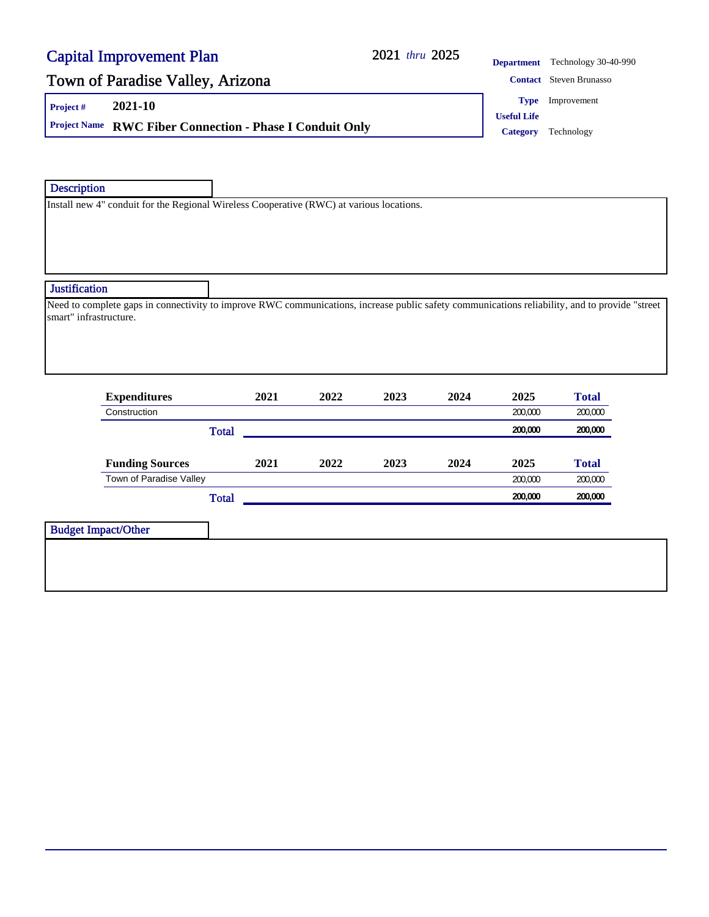# Capital Improvement Plan

## Town of Paradise Valley, Arizona

2021 *thru* 2025

**Department** Technology 30-40-990
**Contact** Steven Brunasso
**Type** Improvement
**Useful Life**
**Category** Technology

**Project #** 2021-10

**Project Name** **RWC Fiber Connection - Phase I Conduit Only**

### Description

Install new 4" conduit for the Regional Wireless Cooperative (RWC) at various locations.

### Justification

Need to complete gaps in connectivity to improve RWC communications, increase public safety communications reliability, and to provide "street smart" infrastructure.

| Expenditures | 2021 | 2022 | 2023 | 2024 | 2025 | Total |
|---|---|---|---|---|---|---|
| Construction | | | | | 200,000 | 200,000 |
| **Total** | | | | | **200,000** | **200,000** |

| Funding Sources | 2021 | 2022 | 2023 | 2024 | 2025 | Total |
|---|---|---|---|---|---|---|
| Town of Paradise Valley | | | | | 200,000 | 200,000 |
| **Total** | | | | | **200,000** | **200,000** |

### Budget Impact/Other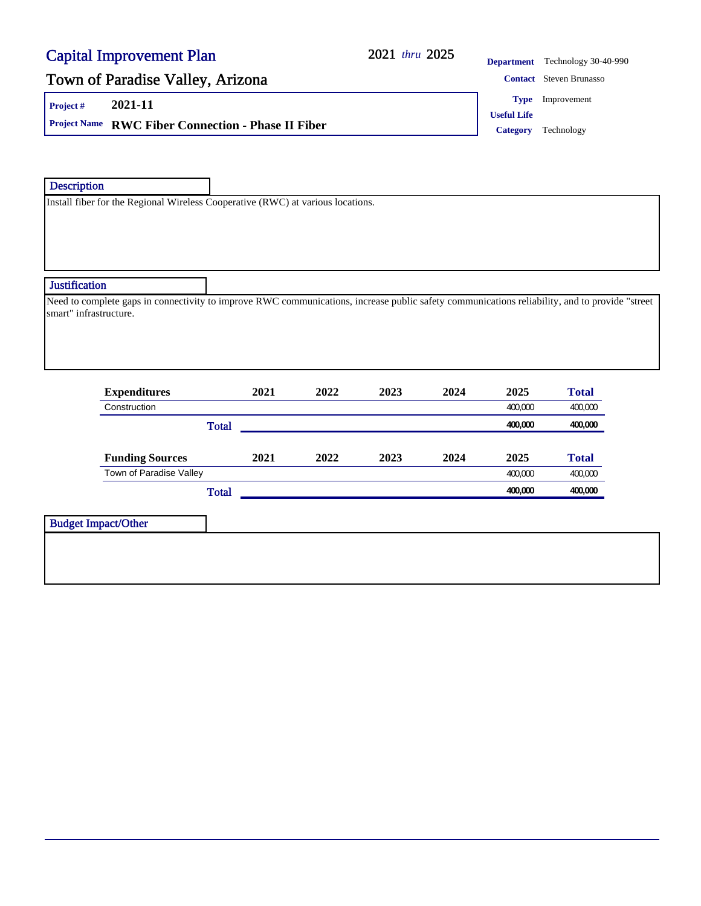# Capital Improvement Plan

## Town of Paradise Valley, Arizona

2021 *thru* 2025

**Department** Technology 30-40-990

**Contact** Steven Brunasso

**Type** Improvement

**Useful Life**

**Category** Technology

**Project #** 2021-11

**Project Name** RWC Fiber Connection - Phase II Fiber

### Description

Install fiber for the Regional Wireless Cooperative (RWC) at various locations.

### Justification

Need to complete gaps in connectivity to improve RWC communications, increase public safety communications reliability, and to provide "street smart" infrastructure.

| Expenditures | 2021 | 2022 | 2023 | 2024 | 2025 | Total |
|---|---|---|---|---|---|---|
| Construction | | | | | 400,000 | 400,000 |
| **Total** | | | | | **400,000** | **400,000** |

| Funding Sources | 2021 | 2022 | 2023 | 2024 | 2025 | Total |
|---|---|---|---|---|---|---|
| Town of Paradise Valley | | | | | 400,000 | 400,000 |
| **Total** | | | | | **400,000** | **400,000** |

### Budget Impact/Other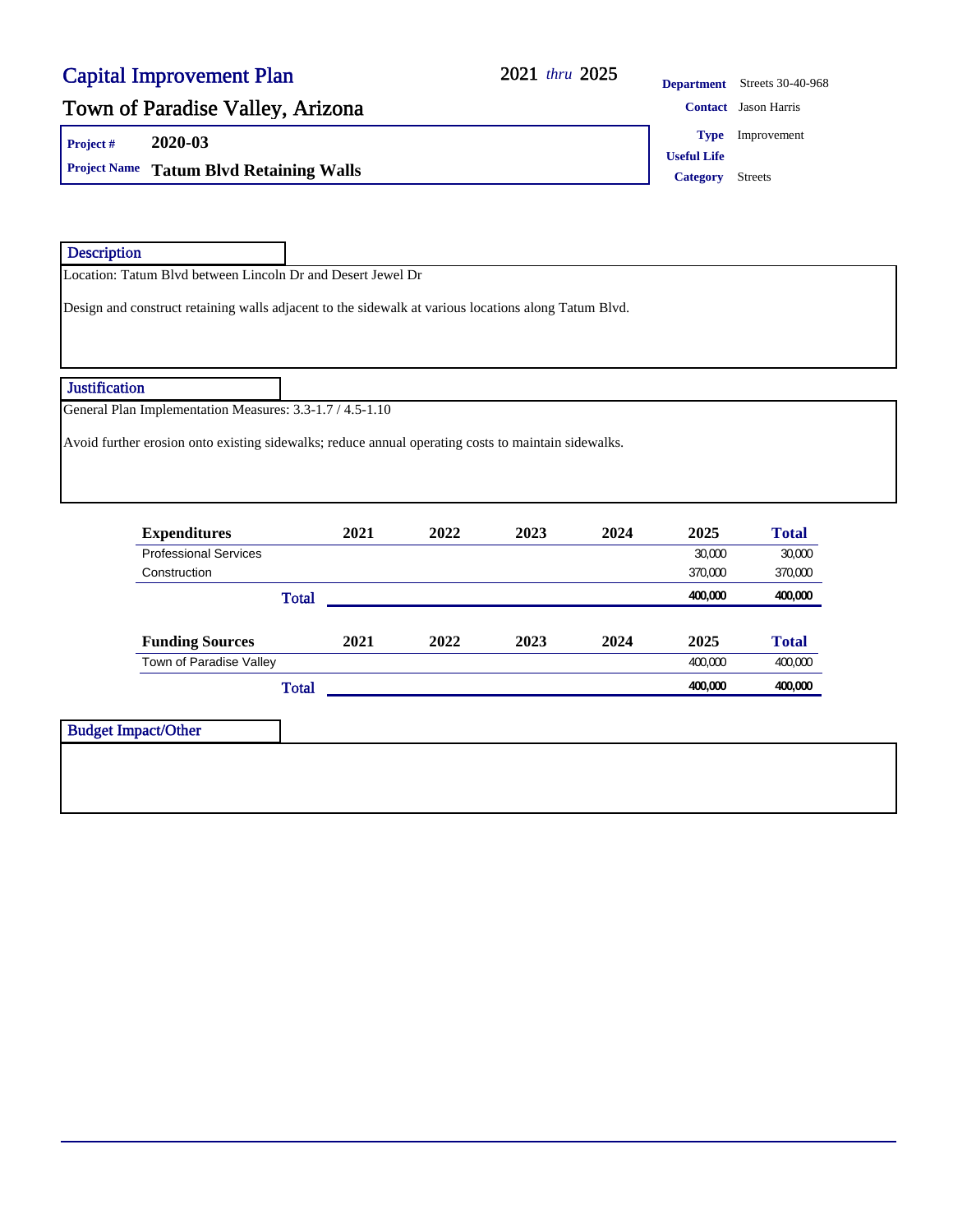# Capital Improvement Plan

## Town of Paradise Valley, Arizona

2021 *thru* 2025

**Department** Streets 30-40-968

**Contact** Jason Harris

**Type** Improvement

**Useful Life**

**Category** Streets

**Project #** 2020-03

**Project Name** Tatum Blvd Retaining Walls

### Description

Location: Tatum Blvd between Lincoln Dr and Desert Jewel Dr

Design and construct retaining walls adjacent to the sidewalk at various locations along Tatum Blvd.

### Justification

General Plan Implementation Measures: 3.3-1.7 / 4.5-1.10

Avoid further erosion onto existing sidewalks; reduce annual operating costs to maintain sidewalks.

| Expenditures | 2021 | 2022 | 2023 | 2024 | 2025 | Total |
|---|---|---|---|---|---|---|
| Professional Services | | | | | 30,000 | 30,000 |
| Construction | | | | | 370,000 | 370,000 |
| **Total** | | | | | **400,000** | **400,000** |

| Funding Sources | 2021 | 2022 | 2023 | 2024 | 2025 | Total |
|---|---|---|---|---|---|---|
| Town of Paradise Valley | | | | | 400,000 | 400,000 |
| **Total** | | | | | **400,000** | **400,000** |

### Budget Impact/Other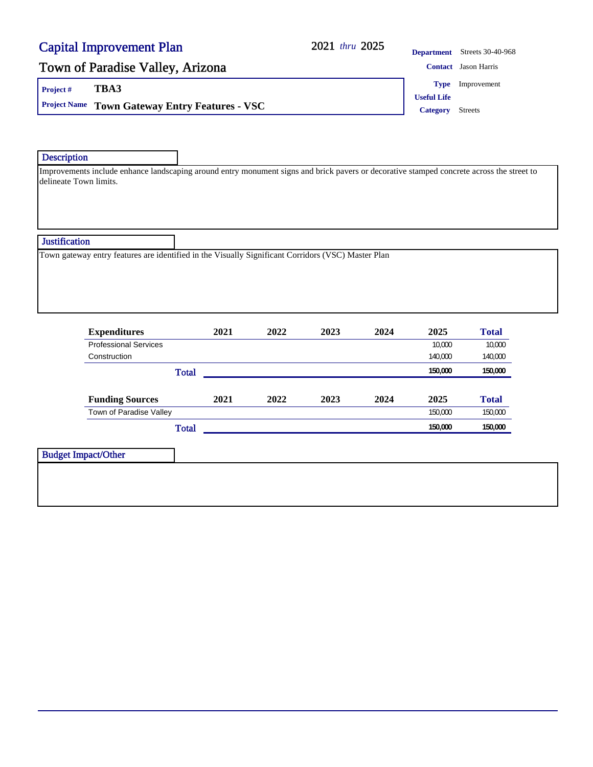# Capital Improvement Plan

**2021** *thru* **2025**

## Town of Paradise Valley, Arizona

**Department** Streets 30-40-968
**Contact** Jason Harris
**Type** Improvement
**Useful Life**
**Category** Streets

**Project #** TBA3
**Project Name** Town Gateway Entry Features - VSC

### Description

Improvements include enhance landscaping around entry monument signs and brick pavers or decorative stamped concrete across the street to delineate Town limits.

### Justification

Town gateway entry features are identified in the Visually Significant Corridors (VSC) Master Plan

| Expenditures | 2021 | 2022 | 2023 | 2024 | 2025 | Total |
|---|---|---|---|---|---|---|
| Professional Services | | | | | 10,000 | 10,000 |
| Construction | | | | | 140,000 | 140,000 |
| **Total** | | | | | **150,000** | **150,000** |

| Funding Sources | 2021 | 2022 | 2023 | 2024 | 2025 | Total |
|---|---|---|---|---|---|---|
| Town of Paradise Valley | | | | | 150,000 | 150,000 |
| **Total** | | | | | **150,000** | **150,000** |

### Budget Impact/Other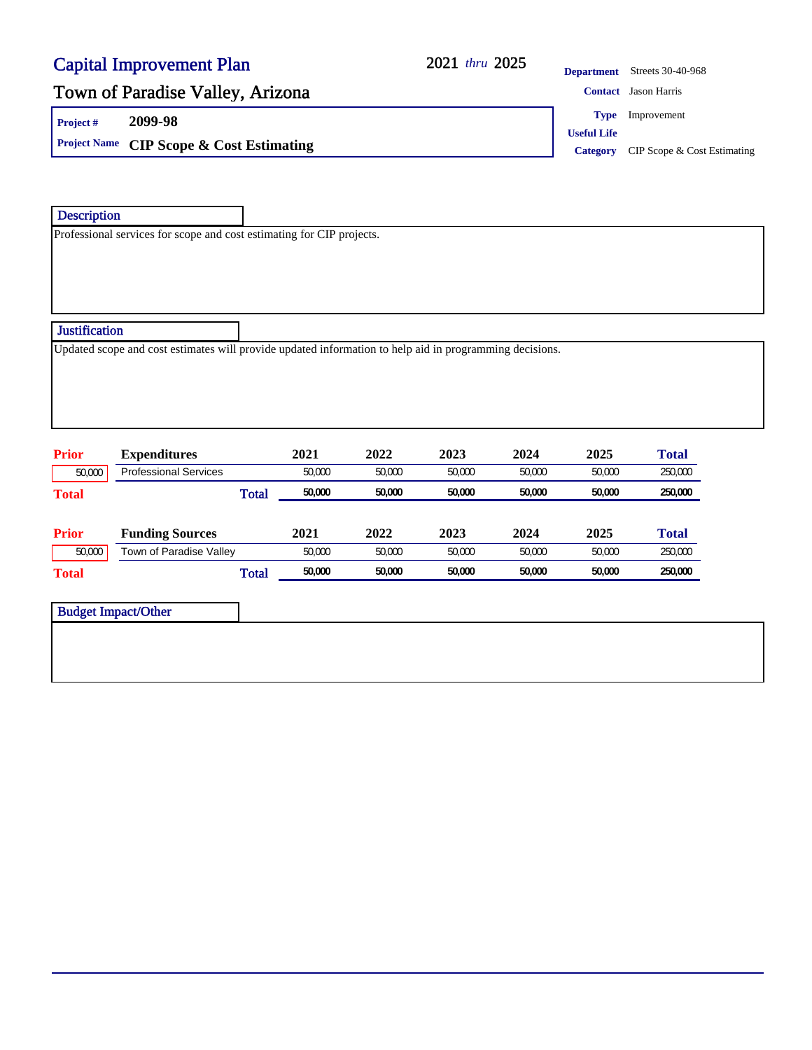# Capital Improvement Plan

**2021** *thru* **2025**

## Town of Paradise Valley, Arizona

**Project #** 2099-98

**Project Name** **CIP Scope & Cost Estimating**

**Department** Streets 30-40-968

**Contact** Jason Harris

**Type** Improvement

**Useful Life**

**Category** CIP Scope & Cost Estimating

### Description

Professional services for scope and cost estimating for CIP projects.

### Justification

Updated scope and cost estimates will provide updated information to help aid in programming decisions.

| Prior | Expenditures | 2021 | 2022 | 2023 | 2024 | 2025 | Total |
|---|---|---|---|---|---|---|---|
| 50,000 | Professional Services | 50,000 | 50,000 | 50,000 | 50,000 | 50,000 | 250,000 |
| **Total** | **Total** | **50,000** | **50,000** | **50,000** | **50,000** | **50,000** | **250,000** |

| Prior | Funding Sources | 2021 | 2022 | 2023 | 2024 | 2025 | Total |
|---|---|---|---|---|---|---|---|
| 50,000 | Town of Paradise Valley | 50,000 | 50,000 | 50,000 | 50,000 | 50,000 | 250,000 |
| **Total** | **Total** | **50,000** | **50,000** | **50,000** | **50,000** | **50,000** | **250,000** |

### Budget Impact/Other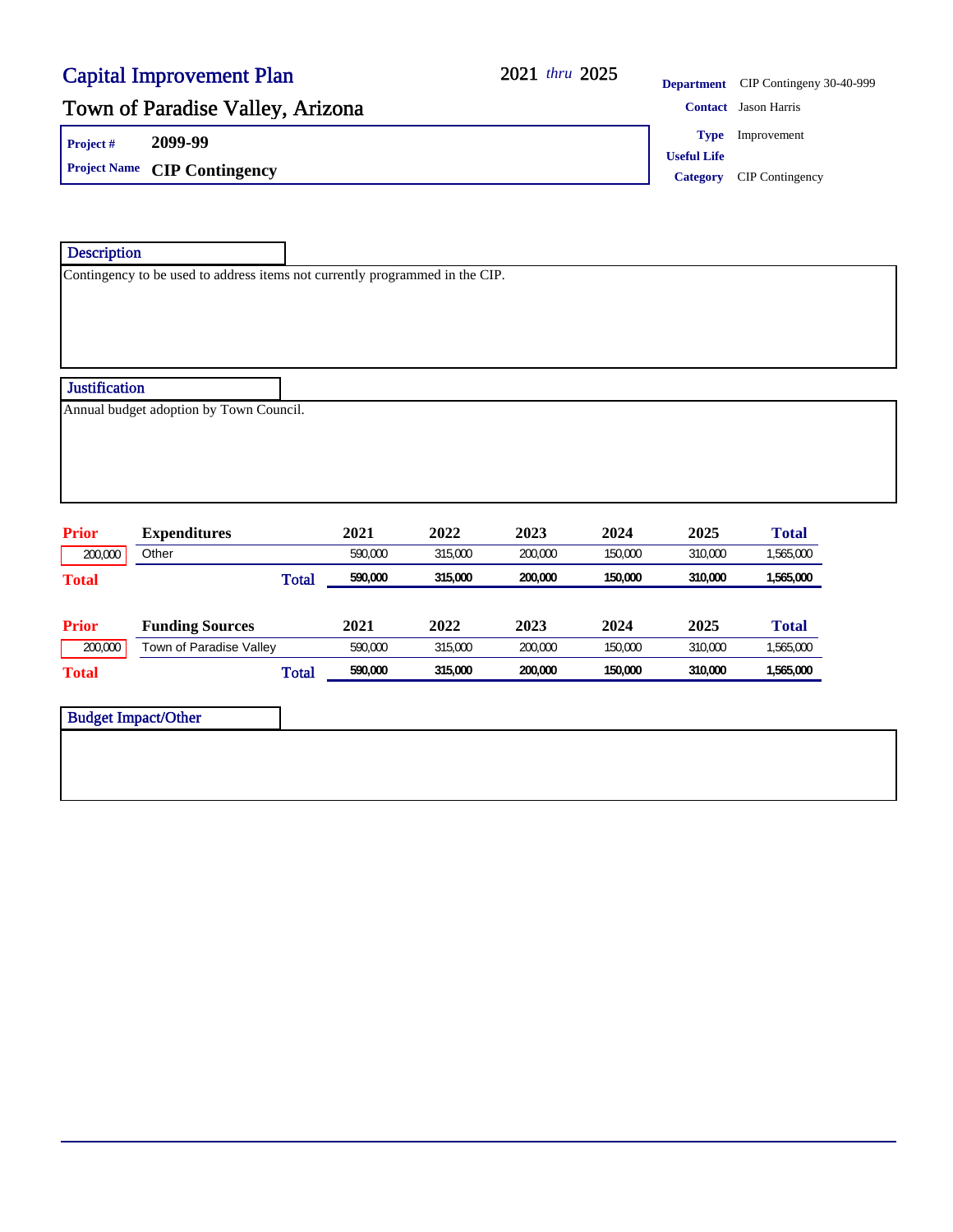# Capital Improvement Plan

2021 *thru* 2025

## Town of Paradise Valley, Arizona

**Project #** 2099-99

**Project Name** CIP Contingency

**Department** CIP Contingeny 30-40-999

**Contact** Jason Harris

**Type** Improvement

**Useful Life**

**Category** CIP Contingency

### Description

Contingency to be used to address items not currently programmed in the CIP.

### Justification

Annual budget adoption by Town Council.

| Prior | Expenditures | 2021 | 2022 | 2023 | 2024 | 2025 | Total |
|---|---|---|---|---|---|---|---|
| 200,000 | Other | 590,000 | 315,000 | 200,000 | 150,000 | 310,000 | 1,565,000 |
| Total | Total | 590,000 | 315,000 | 200,000 | 150,000 | 310,000 | 1,565,000 |

| Prior | Funding Sources | 2021 | 2022 | 2023 | 2024 | 2025 | Total |
|---|---|---|---|---|---|---|---|
| 200,000 | Town of Paradise Valley | 590,000 | 315,000 | 200,000 | 150,000 | 310,000 | 1,565,000 |
| Total | Total | 590,000 | 315,000 | 200,000 | 150,000 | 310,000 | 1,565,000 |

### Budget Impact/Other